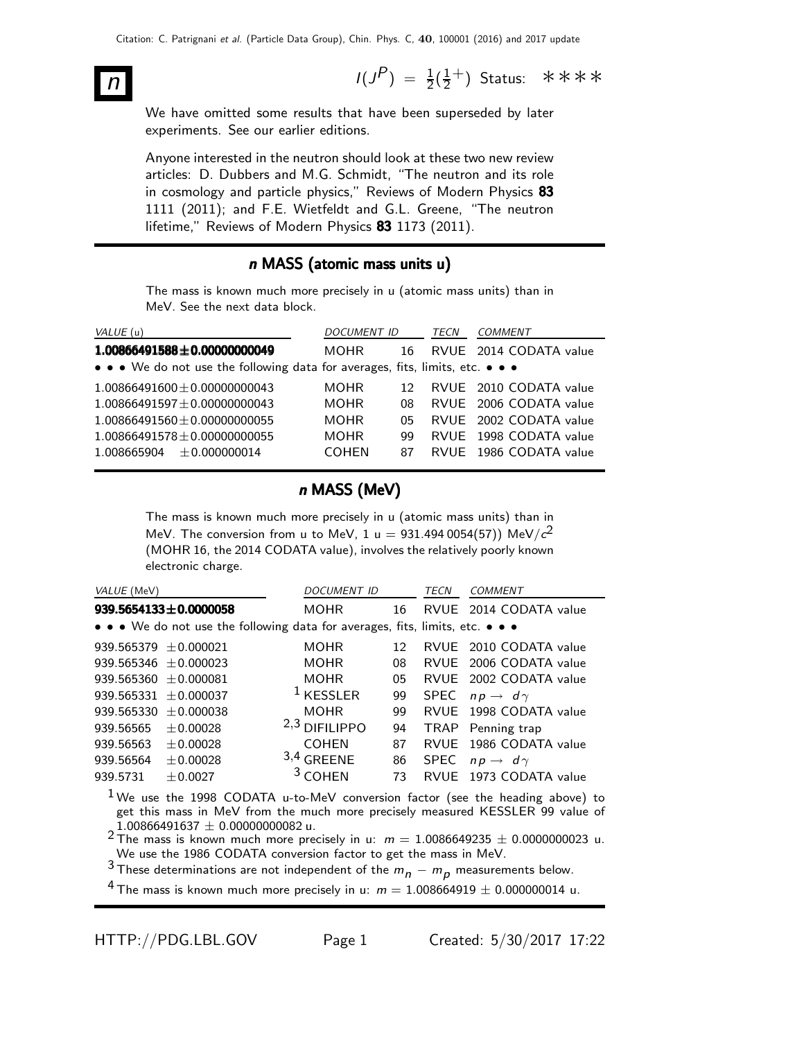# $n$

$I(J^P) = \frac{1}{2}(\frac{1}{2}^+)$ Status: ∗∗∗∗

We have omitted some results that have been superseded by later experiments. See our earlier editions.

Anyone interested in the neutron should look at these two new review articles: D. Dubbers and M.G. Schmidt, "The neutron and its role in cosmology and particle physics," Reviews of Modern Physics **83** 1111 (2011); and F.E. Wietfeldt and G.L. Greene, "The neutron lifetime," Reviews of Modern Physics **83** 1173 (2011).

## $n$ MASS (atomic mass units u)

The mass is known much more precisely in u (atomic mass units) than in MeV. See the next data block.

| VALUE (u) | DOCUMENT ID | | TECN | COMMENT |
|---|---|---|---|---|
| **1.00866491588±0.00000000049** | MOHR | 16 | RVUE | 2014 CODATA value |
| • • • We do not use the following data for averages, fits, limits, etc. • • • | | | | |
| 1.00866491600±0.00000000043 | MOHR | 12 | RVUE | 2010 CODATA value |
| 1.00866491597±0.00000000043 | MOHR | 08 | RVUE | 2006 CODATA value |
| 1.00866491560±0.00000000055 | MOHR | 05 | RVUE | 2002 CODATA value |
| 1.00866491578±0.00000000055 | MOHR | 99 | RVUE | 1998 CODATA value |
| 1.008665904 ±0.000000014 | COHEN | 87 | RVUE | 1986 CODATA value |

## $n$ MASS (MeV)

The mass is known much more precisely in u (atomic mass units) than in MeV. The conversion from u to MeV, 1 u = 931.494 0054(57)) MeV/$c^2$ (MOHR 16, the 2014 CODATA value), involves the relatively poorly known electronic charge.

| VALUE (MeV) | DOCUMENT ID | | TECN | COMMENT |
|---|---|---|---|---|
| **939.5654133±0.0000058** | MOHR | 16 | RVUE | 2014 CODATA value |
| • • • We do not use the following data for averages, fits, limits, etc. • • • | | | | |
| 939.565379 ±0.000021 | MOHR | 12 | RVUE | 2010 CODATA value |
| 939.565346 ±0.000023 | MOHR | 08 | RVUE | 2006 CODATA value |
| 939.565360 ±0.000081 | MOHR | 05 | RVUE | 2002 CODATA value |
| 939.565331 ±0.000037 | [1] KESSLER | 99 | SPEC | $np \to d\gamma$ |
| 939.565330 ±0.000038 | MOHR | 99 | RVUE | 1998 CODATA value |
| 939.56565 ±0.00028 | [2,3] DIFILIPPO | 94 | TRAP | Penning trap |
| 939.56563 ±0.00028 | COHEN | 87 | RVUE | 1986 CODATA value |
| 939.56564 ±0.00028 | [3,4] GREENE | 86 | SPEC | $np \to d\gamma$ |
| 939.5731 ±0.0027 | [3] COHEN | 73 | RVUE | 1973 CODATA value |

[1] We use the 1998 CODATA u-to-MeV conversion factor (see the heading above) to get this mass in MeV from the much more precisely measured KESSLER 99 value of 1.00866491637 ± 0.00000000082 u.

[2] The mass is known much more precisely in u: $m = 1.0086649235 \pm 0.0000000023$ u. We use the 1986 CODATA conversion factor to get the mass in MeV.

[3] These determinations are not independent of the $m_n - m_p$ measurements below.

[4] The mass is known much more precisely in u: $m = 1.008664919 \pm 0.000000014$ u.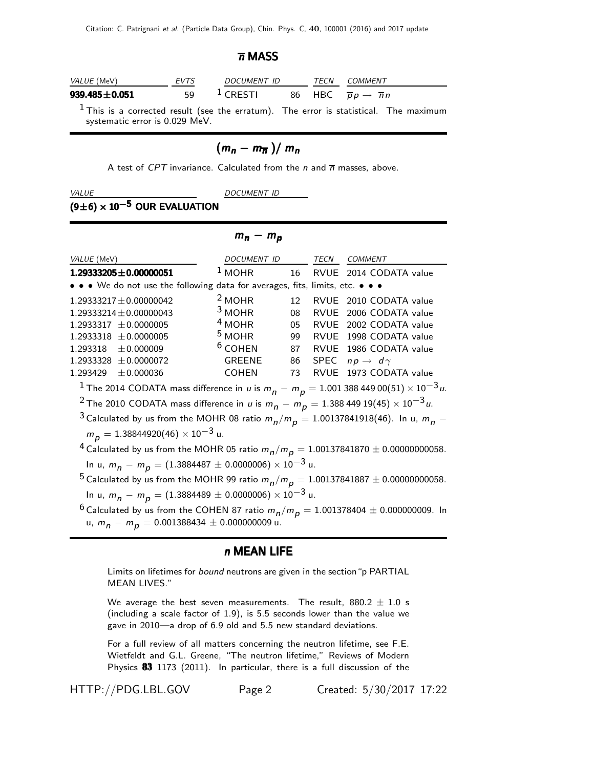## $\overline{n}$ MASS

| VALUE (MeV) | EVTS | DOCUMENT ID | | TECN | COMMENT |
|---|---|---|---|---|---|
| **939.485±0.051** | 59 | [1] CRESTI | 86 | HBC | $\overline{p}p \to \overline{n}n$ |

[1] This is a corrected result (see the erratum). The error is statistical. The maximum systematic error is 0.029 MeV.

## $(m_n - m_{\overline{n}})/\ m_n$

A test of *CPT* invariance. Calculated from the $n$ and $\overline{n}$ masses, above.

| VALUE | DOCUMENT ID |
|---|---|
| **$(9\pm6) \times 10^{-5}$ OUR EVALUATION** | |

## $m_n - m_p$

| VALUE (MeV) | DOCUMENT ID | | TECN | COMMENT |
|---|---|---|---|---|
| **1.29333205±0.00000051** | [1] MOHR | 16 | RVUE | 2014 CODATA value |
| • • • We do not use the following data for averages, fits, limits, etc. • • • | | | | |
| 1.29333217±0.00000042 | [2] MOHR | 12 | RVUE | 2010 CODATA value |
| 1.29333214±0.00000043 | [3] MOHR | 08 | RVUE | 2006 CODATA value |
| 1.2933317 ±0.0000005 | [4] MOHR | 05 | RVUE | 2002 CODATA value |
| 1.2933318 ±0.0000005 | [5] MOHR | 99 | RVUE | 1998 CODATA value |
| 1.293318 ±0.000009 | [6] COHEN | 87 | RVUE | 1986 CODATA value |
| 1.2933328 ±0.0000072 | GREENE | 86 | SPEC | $np \to d\gamma$ |
| 1.293429 ±0.000036 | COHEN | 73 | RVUE | 1973 CODATA value |

[1] The 2014 CODATA mass difference in $u$ is $m_n - m_p = 1.001\,388\,449\,00(51) \times 10^{-3} u$.

[2] The 2010 CODATA mass difference in $u$ is $m_n - m_p = 1.388\,449\,19(45) \times 10^{-3} u$.

[3] Calculated by us from the MOHR 08 ratio $m_n/m_p = 1.00137841918(46)$. In u, $m_n - m_p = 1.38844920(46) \times 10^{-3}$ u.

[4] Calculated by us from the MOHR 05 ratio $m_n/m_p = 1.00137841870 \pm 0.00000000058$. In u, $m_n - m_p = (1.3884487 \pm 0.0000006) \times 10^{-3}$ u.

[5] Calculated by us from the MOHR 99 ratio $m_n/m_p = 1.00137841887 \pm 0.00000000058$. In u, $m_n - m_p = (1.3884489 \pm 0.0000006) \times 10^{-3}$ u.

[6] Calculated by us from the COHEN 87 ratio $m_n/m_p = 1.001378404 \pm 0.000000009$. In u, $m_n - m_p = 0.001388434 \pm 0.000000009$ u.

## $n$ MEAN LIFE

Limits on lifetimes for *bound* neutrons are given in the section "p PARTIAL MEAN LIVES."

We average the best seven measurements. The result, 880.2 ± 1.0 s (including a scale factor of 1.9), is 5.5 seconds lower than the value we gave in 2010—a drop of 6.9 old and 5.5 new standard deviations.

For a full review of all matters concerning the neutron lifetime, see F.E. Wietfeldt and G.L. Greene, "The neutron lifetime," Reviews of Modern Physics **83** 1173 (2011). In particular, there is a full discussion of the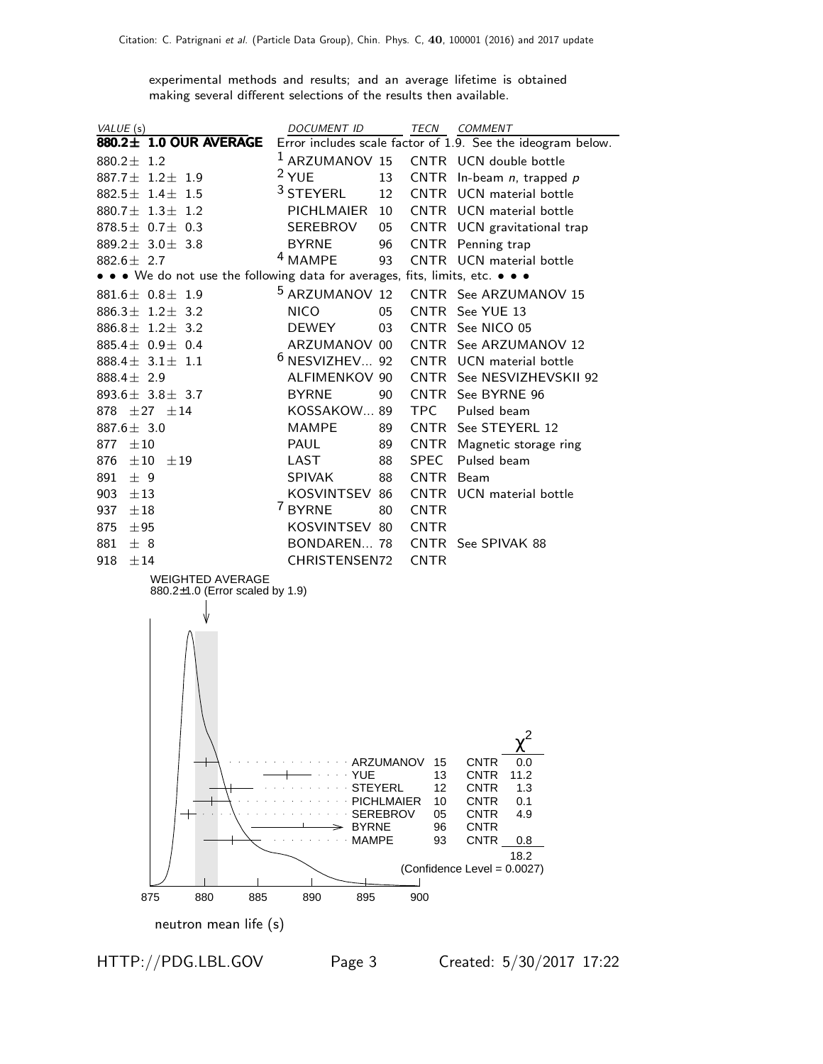experimental methods and results; and an average lifetime is obtained making several different selections of the results then available.

| *VALUE* (s) | *DOCUMENT ID* | | *TECN* | *COMMENT* |
|---|---|---|---|---|
| **880.2± 1.0 OUR AVERAGE** | Error includes scale factor of 1.9. See the ideogram below. | | | |
| 880.2± 1.2 | [1] ARZUMANOV | 15 | CNTR | UCN double bottle |
| 887.7± 1.2± 1.9 | [2] YUE | 13 | CNTR | In-beam *n*, trapped *p* |
| 882.5± 1.4± 1.5 | [3] STEYERL | 12 | CNTR | UCN material bottle |
| 880.7± 1.3± 1.2 | PICHLMAIER | 10 | CNTR | UCN material bottle |
| 878.5± 0.7± 0.3 | SEREBROV | 05 | CNTR | UCN gravitational trap |
| 889.2± 3.0± 3.8 | BYRNE | 96 | CNTR | Penning trap |
| 882.6± 2.7 | [4] MAMPE | 93 | CNTR | UCN material bottle |
| • • • We do not use the following data for averages, fits, limits, etc. • • • | | | | |
| 881.6± 0.8± 1.9 | [5] ARZUMANOV | 12 | CNTR | See ARZUMANOV 15 |
| 886.3± 1.2± 3.2 | NICO | 05 | CNTR | See YUE 13 |
| 886.8± 1.2± 3.2 | DEWEY | 03 | CNTR | See NICO 05 |
| 885.4± 0.9± 0.4 | ARZUMANOV | 00 | CNTR | See ARZUMANOV 12 |
| 888.4± 3.1± 1.1 | [6] NESVIZHEV... | 92 | CNTR | UCN material bottle |
| 888.4± 2.9 | ALFIMENKOV | 90 | CNTR | See NESVIZHEVSKII 92 |
| 893.6± 3.8± 3.7 | BYRNE | 90 | CNTR | See BYRNE 96 |
| 878 ±27 ±14 | KOSSAKOW... | 89 | TPC | Pulsed beam |
| 887.6± 3.0 | MAMPE | 89 | CNTR | See STEYERL 12 |
| 877 ±10 | PAUL | 89 | CNTR | Magnetic storage ring |
| 876 ±10 ±19 | LAST | 88 | SPEC | Pulsed beam |
| 891 ± 9 | SPIVAK | 88 | CNTR | Beam |
| 903 ±13 | KOSVINTSEV | 86 | CNTR | UCN material bottle |
| 937 ±18 | [7] BYRNE | 80 | CNTR | |
| 875 ±95 | KOSVINTSEV | 80 | CNTR | |
| 881 ± 8 | BONDAREN... | 78 | CNTR | See SPIVAK 88 |
| 918 ±14 | CHRISTENSEN | 72 | CNTR | |

WEIGHTED AVERAGE
880.2±1.0 (Error scaled by 1.9)

| | | | $\chi^2$ |
|---|---|---|---|
| ARZUMANOV | 15 | CNTR | 0.0 |
| YUE | 13 | CNTR | 11.2 |
| STEYERL | 12 | CNTR | 1.3 |
| PICHLMAIER | 10 | CNTR | 0.1 |
| SEREBROV | 05 | CNTR | 4.9 |
| BYRNE | 96 | CNTR | |
| MAMPE | 93 | CNTR | 0.8 |
| | | | 18.2 |

(Confidence Level = 0.0027)

875 880 885 890 895 900

neutron mean life (s)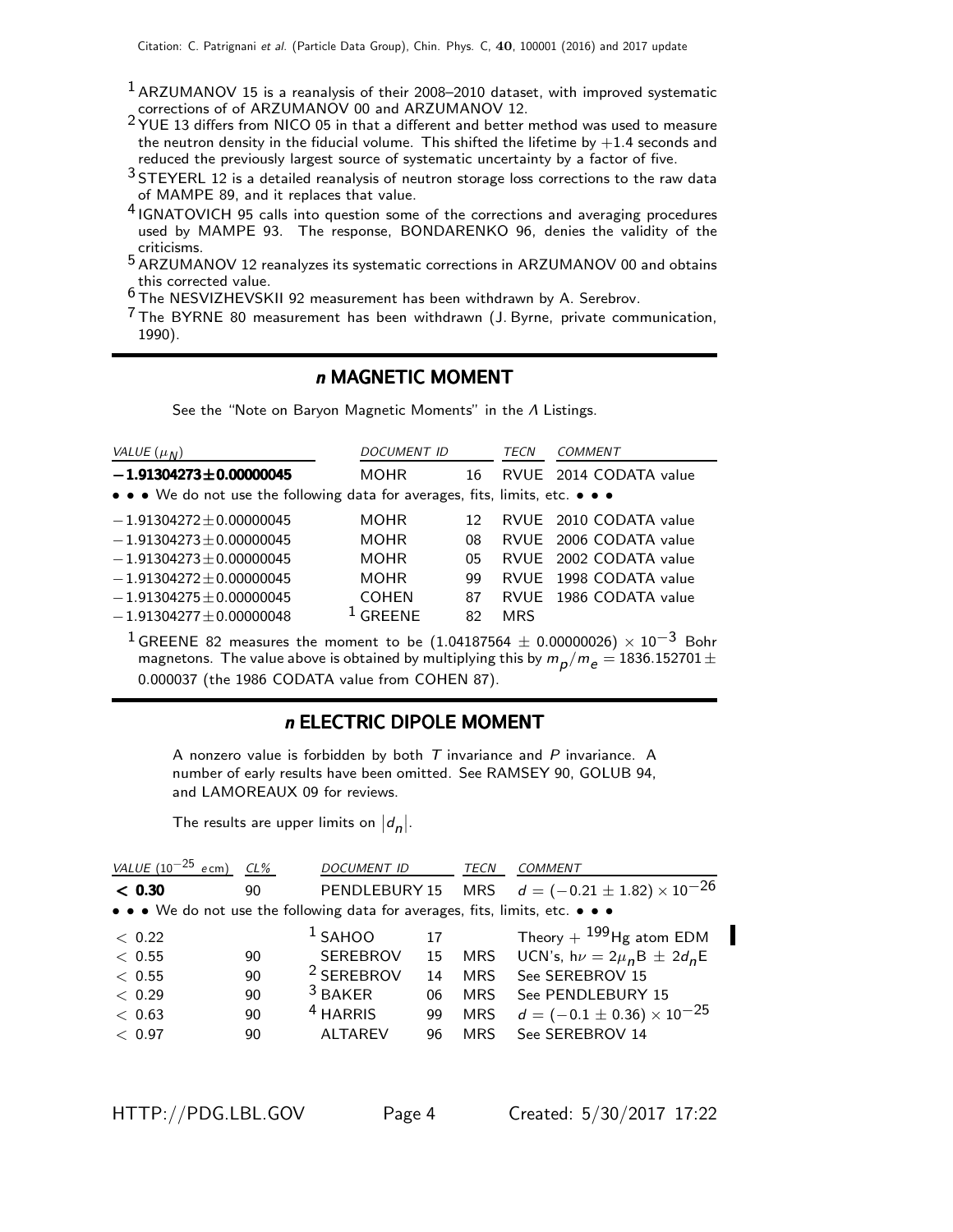[1] ARZUMANOV 15 is a reanalysis of their 2008–2010 dataset, with improved systematic corrections of of ARZUMANOV 00 and ARZUMANOV 12.

[2] YUE 13 differs from NICO 05 in that a different and better method was used to measure the neutron density in the fiducial volume. This shifted the lifetime by +1.4 seconds and reduced the previously largest source of systematic uncertainty by a factor of five.

[3] STEYERL 12 is a detailed reanalysis of neutron storage loss corrections to the raw data of MAMPE 89, and it replaces that value.

[4] IGNATOVICH 95 calls into question some of the corrections and averaging procedures used by MAMPE 93. The response, BONDARENKO 96, denies the validity of the criticisms.

[5] ARZUMANOV 12 reanalyzes its systematic corrections in ARZUMANOV 00 and obtains this corrected value.

[6] The NESVIZHEVSKII 92 measurement has been withdrawn by A. Serebrov.

[7] The BYRNE 80 measurement has been withdrawn (J. Byrne, private communication, 1990).

## *n* MAGNETIC MOMENT

See the "Note on Baryon Magnetic Moments" in the $\Lambda$ Listings.

| *VALUE* ($\mu_N$) | *DOCUMENT ID* | | *TECN* | *COMMENT* |
|---|---|---|---|---|
| **$-$1.91304273$\pm$0.00000045** | MOHR | 16 | RVUE | 2014 CODATA value |
| • • • We do not use the following data for averages, fits, limits, etc. • • • | | | | |
| $-1.91304272\pm0.00000045$ | MOHR | 12 | RVUE | 2010 CODATA value |
| $-1.91304273\pm0.00000045$ | MOHR | 08 | RVUE | 2006 CODATA value |
| $-1.91304273\pm0.00000045$ | MOHR | 05 | RVUE | 2002 CODATA value |
| $-1.91304272\pm0.00000045$ | MOHR | 99 | RVUE | 1998 CODATA value |
| $-1.91304275\pm0.00000045$ | COHEN | 87 | RVUE | 1986 CODATA value |
| $-1.91304277\pm0.00000048$ | [1] GREENE | 82 | MRS | |

[1] GREENE 82 measures the moment to be $(1.04187564 \pm 0.00000026) \times 10^{-3}$ Bohr magnetons. The value above is obtained by multiplying this by $m_p/m_e = 1836.152701 \pm 0.000037$ (the 1986 CODATA value from COHEN 87).

## *n* ELECTRIC DIPOLE MOMENT

A nonzero value is forbidden by both $T$ invariance and $P$ invariance. A number of early results have been omitted. See RAMSEY 90, GOLUB 94, and LAMOREAUX 09 for reviews.

The results are upper limits on $|d_n|$.

| *VALUE* ($10^{-25}$ $e$cm) | *CL%* | *DOCUMENT ID* | | *TECN* | *COMMENT* |
|---|---|---|---|---|---|
| **< 0.30** | 90 | PENDLEBURY | 15 | MRS | $d = (-0.21 \pm 1.82) \times 10^{-26}$ |
| • • • We do not use the following data for averages, fits, limits, etc. • • • | | | | | |
| < 0.22 | | [1] SAHOO | 17 | | Theory + $^{199}$Hg atom EDM |
| < 0.55 | 90 | SEREBROV | 15 | MRS | UCN's, $h\nu = 2\mu_n B \pm 2d_n E$ |
| < 0.55 | 90 | [2] SEREBROV | 14 | MRS | See SEREBROV 15 |
| < 0.29 | 90 | [3] BAKER | 06 | MRS | See PENDLEBURY 15 |
| < 0.63 | 90 | [4] HARRIS | 99 | MRS | $d = (-0.1 \pm 0.36) \times 10^{-25}$ |
| < 0.97 | 90 | ALTAREV | 96 | MRS | See SEREBROV 14 |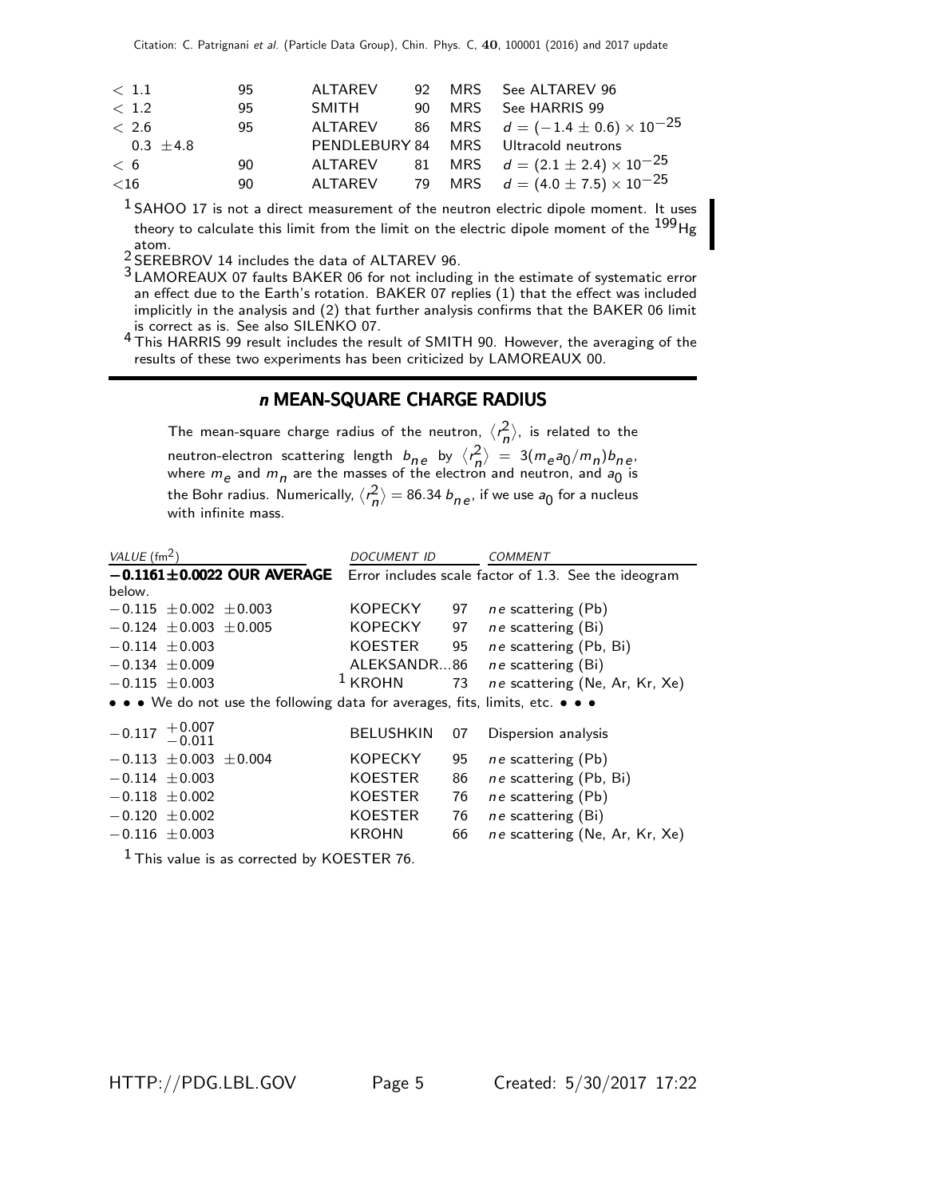| | | | | | |
|---|---|---|---|---|---|
| < 1.1 | 95 | ALTAREV | 92 | MRS | See ALTAREV 96 |
| < 1.2 | 95 | SMITH | 90 | MRS | See HARRIS 99 |
| < 2.6 | 95 | ALTAREV | 86 | MRS | $d = (-1.4 \pm 0.6) \times 10^{-25}$ |
| 0.3 ±4.8 | | PENDLEBURY | 84 | MRS | Ultracold neutrons |
| < 6 | 90 | ALTAREV | 81 | MRS | $d = (2.1 \pm 2.4) \times 10^{-25}$ |
| <16 | 90 | ALTAREV | 79 | MRS | $d = (4.0 \pm 7.5) \times 10^{-25}$ |

[1] SAHOO 17 is not a direct measurement of the neutron electric dipole moment. It uses theory to calculate this limit from the limit on the electric dipole moment of the $^{199}$Hg atom.

[2] SEREBROV 14 includes the data of ALTAREV 96.

[3] LAMOREAUX 07 faults BAKER 06 for not including in the estimate of systematic error an effect due to the Earth's rotation. BAKER 07 replies (1) that the effect was included implicitly in the analysis and (2) that further analysis confirms that the BAKER 06 limit is correct as is. See also SILENKO 07.

[4] This HARRIS 99 result includes the result of SMITH 90. However, the averaging of the results of these two experiments has been criticized by LAMOREAUX 00.

## *n* MEAN-SQUARE CHARGE RADIUS

The mean-square charge radius of the neutron, $\langle r_n^2 \rangle$, is related to the neutron-electron scattering length $b_{ne}$ by $\langle r_n^2 \rangle = 3(m_e a_0/m_n) b_{ne}$, where $m_e$ and $m_n$ are the masses of the electron and neutron, and $a_0$ is the Bohr radius. Numerically, $\langle r_n^2 \rangle = 86.34\, b_{ne}$, if we use $a_0$ for a nucleus with infinite mass.

| *VALUE* (fm$^2$) | *DOCUMENT ID* | | *COMMENT* |
|---|---|---|---|
| **−0.1161±0.0022 OUR AVERAGE** | Error includes scale factor of 1.3. See the ideogram below. | | |
| −0.115 ±0.002 ±0.003 | KOPECKY | 97 | *ne* scattering (Pb) |
| −0.124 ±0.003 ±0.005 | KOPECKY | 97 | *ne* scattering (Bi) |
| −0.114 ±0.003 | KOESTER | 95 | *ne* scattering (Pb, Bi) |
| −0.134 ±0.009 | ALEKSANDR... | 86 | *ne* scattering (Bi) |
| −0.115 ±0.003 | [1] KROHN | 73 | *ne* scattering (Ne, Ar, Kr, Xe) |
| • • • We do not use the following data for averages, fits, limits, etc. • • • | | | |
| $-0.117\ ^{+0.007}_{-0.011}$ | BELUSHKIN | 07 | Dispersion analysis |
| −0.113 ±0.003 ±0.004 | KOPECKY | 95 | *ne* scattering (Pb) |
| −0.114 ±0.003 | KOESTER | 86 | *ne* scattering (Pb, Bi) |
| −0.118 ±0.002 | KOESTER | 76 | *ne* scattering (Pb) |
| −0.120 ±0.002 | KOESTER | 76 | *ne* scattering (Bi) |
| −0.116 ±0.003 | KROHN | 66 | *ne* scattering (Ne, Ar, Kr, Xe) |

[1] This value is as corrected by KOESTER 76.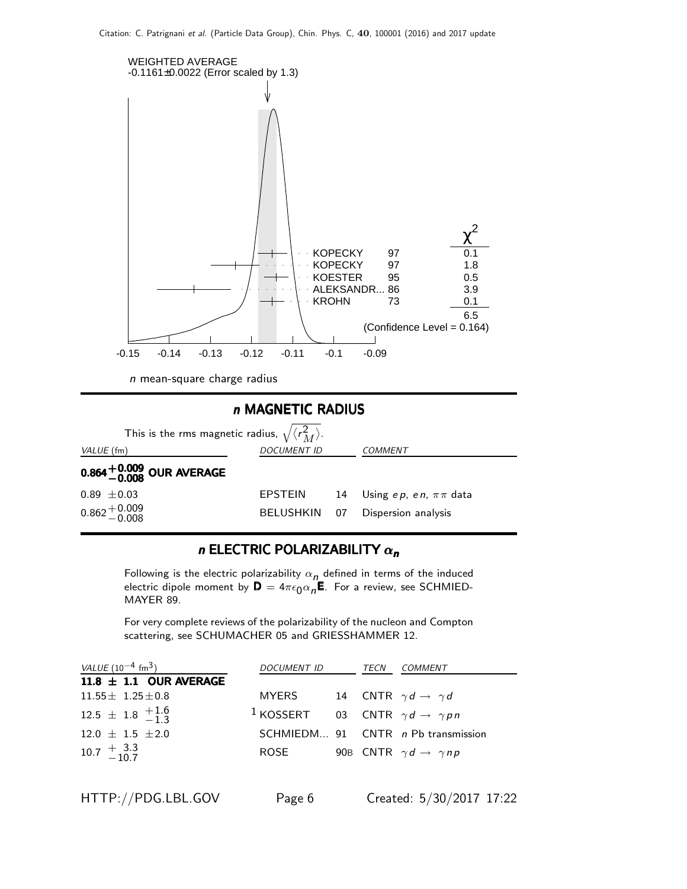WEIGHTED AVERAGE
-0.1161±0.0022 (Error scaled by 1.3)

| | | $\chi^2$ |
|---|---|---|
| KOPECKY | 97 | 0.1 |
| KOPECKY | 97 | 1.8 |
| KOESTER | 95 | 0.5 |
| ALEKSANDR... | 86 | 3.9 |
| KROHN | 73 | 0.1 |
| | | 6.5 |

(Confidence Level = 0.164)

-0.15 -0.14 -0.13 -0.12 -0.11 -0.1 -0.09

*n* mean-square charge radius

## *n* MAGNETIC RADIUS

This is the rms magnetic radius, $\sqrt{\langle r_M^2 \rangle}$.

| VALUE (fm) | DOCUMENT ID | | COMMENT |
|---|---|---|---|
| $\mathbf{0.864^{+0.009}_{-0.008}}$ **OUR AVERAGE** | | | |
| $0.89 \pm 0.03$ | EPSTEIN | 14 | Using $ep$, $en$, $\pi\pi$ data |
| $0.862^{+0.009}_{-0.008}$ | BELUSHKIN | 07 | Dispersion analysis |

## *n* ELECTRIC POLARIZABILITY $\alpha_n$

Following is the electric polarizability $\alpha_n$ defined in terms of the induced electric dipole moment by $\mathbf{D} = 4\pi\epsilon_0\alpha_n\mathbf{E}$. For a review, see SCHMIEDMAYER 89.

For very complete reviews of the polarizability of the nucleon and Compton scattering, see SCHUMACHER 05 and GRIESSHAMMER 12.

| VALUE ($10^{-4}$ fm$^3$) | DOCUMENT ID | | TECN | COMMENT |
|---|---|---|---|---|
| **11.8 ± 1.1 OUR AVERAGE** | | | | |
| $11.55 \pm 1.25 \pm 0.8$ | MYERS | 14 | CNTR | $\gamma d \rightarrow \gamma d$ |
| $12.5 \pm 1.8 \, ^{+1.6}_{-1.3}$ | [1] KOSSERT | 03 | CNTR | $\gamma d \rightarrow \gamma p n$ |
| $12.0 \pm 1.5 \pm 2.0$ | SCHMIEDM... | 91 | CNTR | *n* Pb transmission |
| $10.7 \, ^{+\,3.3}_{-10.7}$ | ROSE | 90B | CNTR | $\gamma d \rightarrow \gamma n p$ |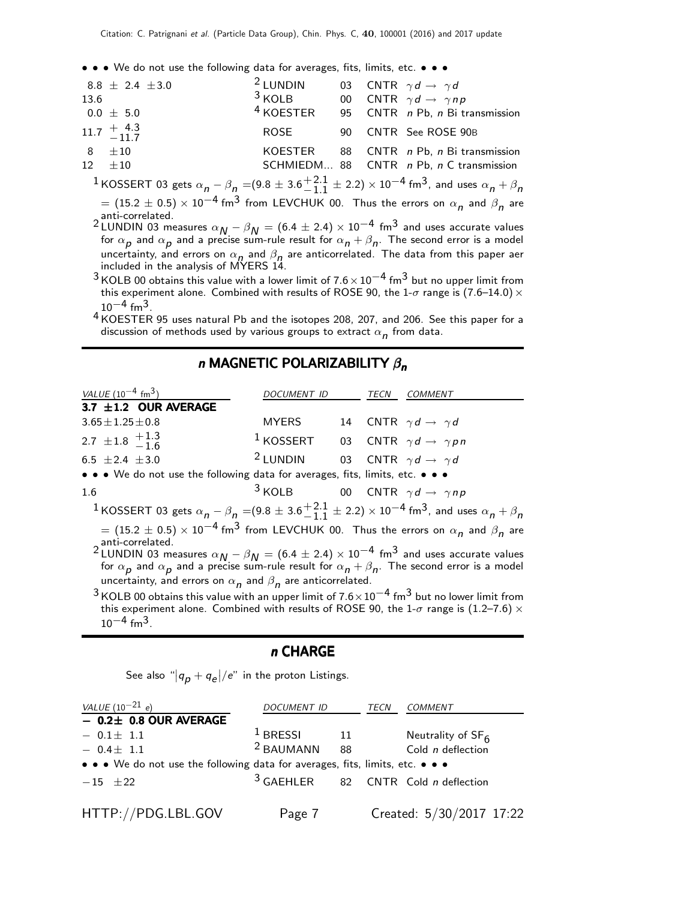• • • We do not use the following data for averages, fits, limits, etc. • • •

| | | | |
|---|---|---|---|
| $8.8 \pm 2.4 \pm 3.0$ | [2] LUNDIN 03 | CNTR | $\gamma d \rightarrow \gamma d$ |
| 13.6 | [3] KOLB 00 | CNTR | $\gamma d \rightarrow \gamma n p$ |
| $0.0 \pm 5.0$ | [4] KOESTER 95 | CNTR | $n$ Pb, $n$ Bi transmission |
| $11.7 \begin{array}{l} +4.3 \\ -11.7 \end{array}$ | ROSE 90 | CNTR | See ROSE 90B |
| $8 \pm 10$ | KOESTER 88 | CNTR | $n$ Pb, $n$ Bi transmission |
| $12 \pm 10$ | SCHMIEDM... 88 | CNTR | $n$ Pb, $n$ C transmission |

[1] KOSSERT 03 gets $\alpha_n - \beta_n = (9.8 \pm 3.6^{+2.1}_{-1.1} \pm 2.2) \times 10^{-4}$ fm$^3$, and uses $\alpha_n + \beta_n = (15.2 \pm 0.5) \times 10^{-4}$ fm$^3$ from LEVCHUK 00. Thus the errors on $\alpha_n$ and $\beta_n$ are anti-correlated.

[2] LUNDIN 03 measures $\alpha_N - \beta_N = (6.4 \pm 2.4) \times 10^{-4}$ fm$^3$ and uses accurate values for $\alpha_p$ and $\alpha_p$ and a precise sum-rule result for $\alpha_n + \beta_n$. The second error is a model uncertainty, and errors on $\alpha_n$ and $\beta_n$ are anticorrelated. The data from this paper aer included in the analysis of MYERS 14.

[3] KOLB 00 obtains this value with a lower limit of $7.6 \times 10^{-4}$ fm$^3$ but no upper limit from this experiment alone. Combined with results of ROSE 90, the 1-$\sigma$ range is (7.6–14.0) $\times$ $10^{-4}$ fm$^3$.

[4] KOESTER 95 uses natural Pb and the isotopes 208, 207, and 206. See this paper for a discussion of methods used by various groups to extract $\alpha_n$ from data.

## *n* MAGNETIC POLARIZABILITY $\beta_n$

| VALUE ($10^{-4}$ fm$^3$) | DOCUMENT ID | TECN | COMMENT |
|---|---|---|---|
| **3.7 ±1.2 OUR AVERAGE** | | | |
| $3.65 \pm 1.25 \pm 0.8$ | MYERS 14 | CNTR | $\gamma d \rightarrow \gamma d$ |
| $2.7 \pm 1.8 \begin{array}{l} +1.3 \\ -1.6 \end{array}$ | [1] KOSSERT 03 | CNTR | $\gamma d \rightarrow \gamma p n$ |
| $6.5 \pm 2.4 \pm 3.0$ | [2] LUNDIN 03 | CNTR | $\gamma d \rightarrow \gamma d$ |
| • • • We do not use the following data for averages, fits, limits, etc. • • • | | | |
| 1.6 | [3] KOLB 00 | CNTR | $\gamma d \rightarrow \gamma n p$ |

[1] KOSSERT 03 gets $\alpha_n - \beta_n = (9.8 \pm 3.6^{+2.1}_{-1.1} \pm 2.2) \times 10^{-4}$ fm$^3$, and uses $\alpha_n + \beta_n = (15.2 \pm 0.5) \times 10^{-4}$ fm$^3$ from LEVCHUK 00. Thus the errors on $\alpha_n$ and $\beta_n$ are anti-correlated.

[2] LUNDIN 03 measures $\alpha_N - \beta_N = (6.4 \pm 2.4) \times 10^{-4}$ fm$^3$ and uses accurate values for $\alpha_p$ and $\alpha_p$ and a precise sum-rule result for $\alpha_n + \beta_n$. The second error is a model uncertainty, and errors on $\alpha_n$ and $\beta_n$ are anticorrelated.

[3] KOLB 00 obtains this value with an upper limit of $7.6 \times 10^{-4}$ fm$^3$ but no lower limit from this experiment alone. Combined with results of ROSE 90, the 1-$\sigma$ range is (1.2–7.6) $\times$ $10^{-4}$ fm$^3$.

## *n* CHARGE

See also "$|q_p + q_e|/e$" in the proton Listings.

| VALUE ($10^{-21}$ $e$) | DOCUMENT ID | TECN | COMMENT |
|---|---|---|---|
| **− 0.2± 0.8 OUR AVERAGE** | | | |
| $-0.1 \pm 1.1$ | [1] BRESSI 11 | | Neutrality of $SF_6$ |
| $-0.4 \pm 1.1$ | [2] BAUMANN 88 | | Cold $n$ deflection |
| • • • We do not use the following data for averages, fits, limits, etc. • • • | | | |
| $-15 \pm 22$ | [3] GAEHLER 82 | CNTR | Cold $n$ deflection |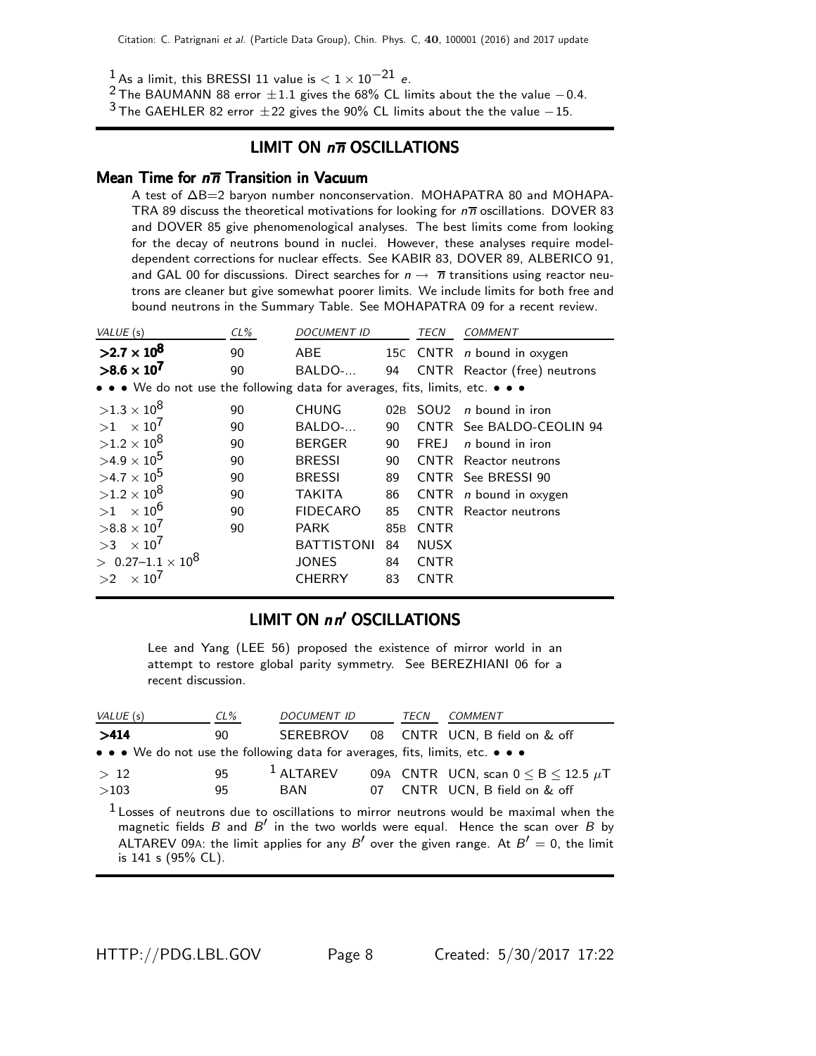[1] As a limit, this BRESSI 11 value is $< 1 \times 10^{-21}$ $e$.

[2] The BAUMANN 88 error $\pm 1.1$ gives the 68% CL limits about the the value $-0.4$.

[3] The GAEHLER 82 error $\pm 22$ gives the 90% CL limits about the the value $-15$.

## LIMIT ON $n\overline{n}$ OSCILLATIONS

### Mean Time for $n\overline{n}$ Transition in Vacuum

A test of $\Delta B=2$ baryon number nonconservation. MOHAPATRA 80 and MOHAPATRA 89 discuss the theoretical motivations for looking for $n\overline{n}$ oscillations. DOVER 83 and DOVER 85 give phenomenological analyses. The best limits come from looking for the decay of neutrons bound in nuclei. However, these analyses require model-dependent corrections for nuclear effects. See KABIR 83, DOVER 89, ALBERICO 91, and GAL 00 for discussions. Direct searches for $n \rightarrow \overline{n}$ transitions using reactor neutrons are cleaner but give somewhat poorer limits. We include limits for both free and bound neutrons in the Summary Table. See MOHAPATRA 09 for a recent review.

| VALUE (s) | CL% | DOCUMENT ID | | TECN | COMMENT |
|---|---|---|---|---|---|
| **$>2.7 \times 10^8$** | 90 | ABE | 15C | CNTR | $n$ bound in oxygen |
| **$>8.6 \times 10^7$** | 90 | BALDO-... | 94 | CNTR | Reactor (free) neutrons |
| • • • We do not use the following data for averages, fits, limits, etc. • • • | | | | | |
| $>1.3 \times 10^8$ | 90 | CHUNG | 02B | SOU2 | $n$ bound in iron |
| $>1 \times 10^7$ | 90 | BALDO-... | 90 | CNTR | See BALDO-CEOLIN 94 |
| $>1.2 \times 10^8$ | 90 | BERGER | 90 | FREJ | $n$ bound in iron |
| $>4.9 \times 10^5$ | 90 | BRESSI | 90 | CNTR | Reactor neutrons |
| $>4.7 \times 10^5$ | 90 | BRESSI | 89 | CNTR | See BRESSI 90 |
| $>1.2 \times 10^8$ | 90 | TAKITA | 86 | CNTR | $n$ bound in oxygen |
| $>1 \times 10^6$ | 90 | FIDECARO | 85 | CNTR | Reactor neutrons |
| $>8.8 \times 10^7$ | 90 | PARK | 85B | CNTR | |
| $>3 \times 10^7$ | | BATTISTONI | 84 | NUSX | |
| $> 0.27\text{–}1.1 \times 10^8$ | | JONES | 84 | CNTR | |
| $>2 \times 10^7$ | | CHERRY | 83 | CNTR | |

## LIMIT ON $nn'$ OSCILLATIONS

Lee and Yang (LEE 56) proposed the existence of mirror world in an attempt to restore global parity symmetry. See BEREZHIANI 06 for a recent discussion.

| VALUE (s) | CL% | DOCUMENT ID | | TECN | COMMENT |
|---|---|---|---|---|---|
| **>414** | 90 | SEREBROV | 08 | CNTR | UCN, B field on & off |
| • • • We do not use the following data for averages, fits, limits, etc. • • • | | | | | |
| $> 12$ | 95 | [1] ALTAREV | 09A | CNTR | UCN, scan $0 \leq B \leq 12.5$ $\mu$T |
| $>103$ | 95 | BAN | 07 | CNTR | UCN, B field on & off |

[1] Losses of neutrons due to oscillations to mirror neutrons would be maximal when the magnetic fields $B$ and $B'$ in the two worlds were equal. Hence the scan over $B$ by ALTAREV 09A: the limit applies for any $B'$ over the given range. At $B' = 0$, the limit is 141 s (95% CL).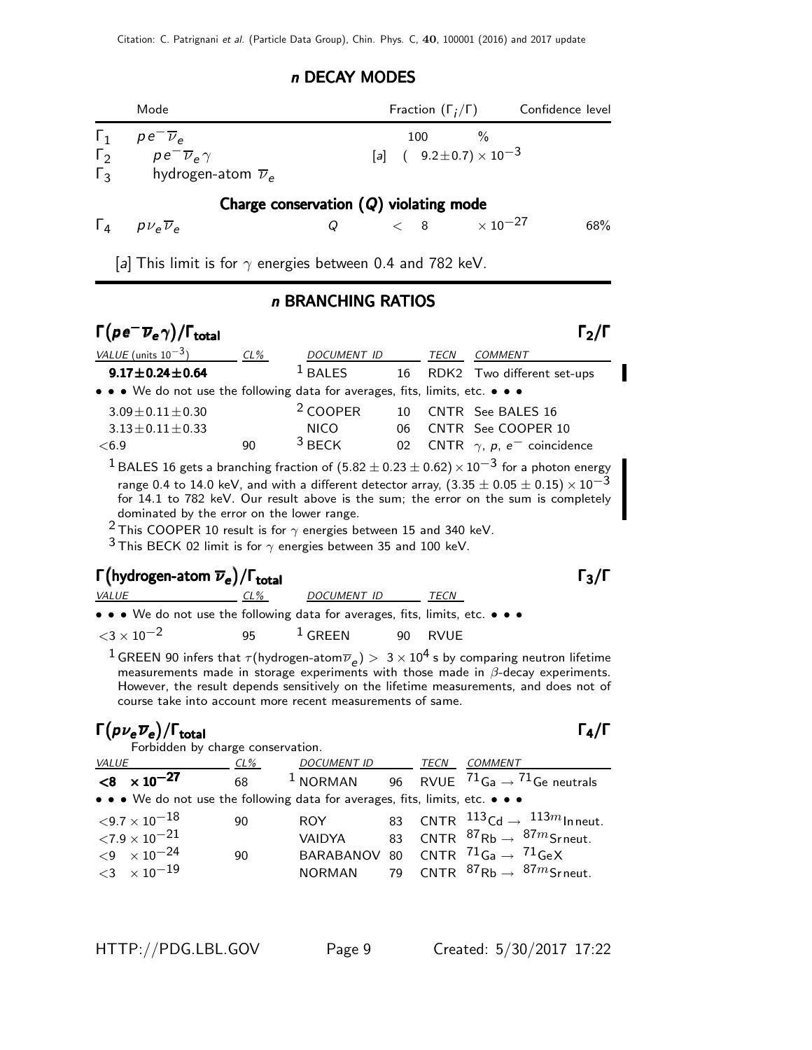## n DECAY MODES

| | Mode | Fraction ($\Gamma_i/\Gamma$) | Confidence level |
|---|---|---|---|
| $\Gamma_1$ | $p e^- \overline{\nu}_e$ | 100 % | |
| $\Gamma_2$ | $p e^- \overline{\nu}_e \gamma$ | [a] $(9.2 \pm 0.7) \times 10^{-3}$ | |
| $\Gamma_3$ | hydrogen-atom $\overline{\nu}_e$ | | |

**Charge conservation ($Q$) violating mode**

| | Mode | | Fraction ($\Gamma_i/\Gamma$) | Confidence level |
|---|---|---|---|---|
| $\Gamma_4$ | $p \nu_e \overline{\nu}_e$ | $Q$ | $< 8 \times 10^{-27}$ | 68% |

[a] This limit is for $\gamma$ energies between 0.4 and 782 keV.

## n BRANCHING RATIOS

### $\Gamma(p e^- \overline{\nu}_e \gamma)/\Gamma_{\text{total}}$ — $\Gamma_2/\Gamma$

| VALUE (units $10^{-3}$) | CL% | DOCUMENT ID | | TECN | COMMENT |
|---|---|---|---|---|---|
| **$9.17 \pm 0.24 \pm 0.64$** | | [1] BALES | 16 | RDK2 | Two different set-ups |
| • • • We do not use the following data for averages, fits, limits, etc. • • • | | | | | |
| $3.09 \pm 0.11 \pm 0.30$ | | [2] COOPER | 10 | CNTR | See BALES 16 |
| $3.13 \pm 0.11 \pm 0.33$ | | NICO | 06 | CNTR | See COOPER 10 |
| $<6.9$ | 90 | [3] BECK | 02 | CNTR | $\gamma$, $p$, $e^-$ coincidence |

[1] BALES 16 gets a branching fraction of $(5.82 \pm 0.23 \pm 0.62) \times 10^{-3}$ for a photon energy range 0.4 to 14.0 keV, and with a different detector array, $(3.35 \pm 0.05 \pm 0.15) \times 10^{-3}$ for 14.1 to 782 keV. Our result above is the sum; the error on the sum is completely dominated by the error on the lower range.

[2] This COOPER 10 result is for $\gamma$ energies between 15 and 340 keV.

[3] This BECK 02 limit is for $\gamma$ energies between 35 and 100 keV.

### $\Gamma(\text{hydrogen-atom } \overline{\nu}_e)/\Gamma_{\text{total}}$ — $\Gamma_3/\Gamma$

| VALUE | CL% | DOCUMENT ID | | TECN |
|---|---|---|---|---|
| • • • We do not use the following data for averages, fits, limits, etc. • • • | | | | |
| $<3 \times 10^{-2}$ | 95 | [1] GREEN | 90 | RVUE |

[1] GREEN 90 infers that $\tau(\text{hydrogen-atom}\overline{\nu}_e) > 3 \times 10^4$ s by comparing neutron lifetime measurements made in storage experiments with those made in $\beta$-decay experiments. However, the result depends sensitively on the lifetime measurements, and does not of course take into account more recent measurements of same.

### $\Gamma(p \nu_e \overline{\nu}_e)/\Gamma_{\text{total}}$ — $\Gamma_4/\Gamma$

Forbidden by charge conservation.

| VALUE | CL% | DOCUMENT ID | | TECN | COMMENT |
|---|---|---|---|---|---|
| **$<8 \times 10^{-27}$** | 68 | [1] NORMAN | 96 | RVUE | $^{71}$Ga $\rightarrow$ $^{71}$Ge neutrals |
| • • • We do not use the following data for averages, fits, limits, etc. • • • | | | | | |
| $<9.7 \times 10^{-18}$ | 90 | ROY | 83 | CNTR | $^{113}$Cd $\rightarrow$ $^{113m}$In neut. |
| $<7.9 \times 10^{-21}$ | | VAIDYA | 83 | CNTR | $^{87}$Rb $\rightarrow$ $^{87m}$Sr neut. |
| $<9 \times 10^{-24}$ | 90 | BARABANOV | 80 | CNTR | $^{71}$Ga $\rightarrow$ $^{71}$GeX |
| $<3 \times 10^{-19}$ | | NORMAN | 79 | CNTR | $^{87}$Rb $\rightarrow$ $^{87m}$Sr neut. |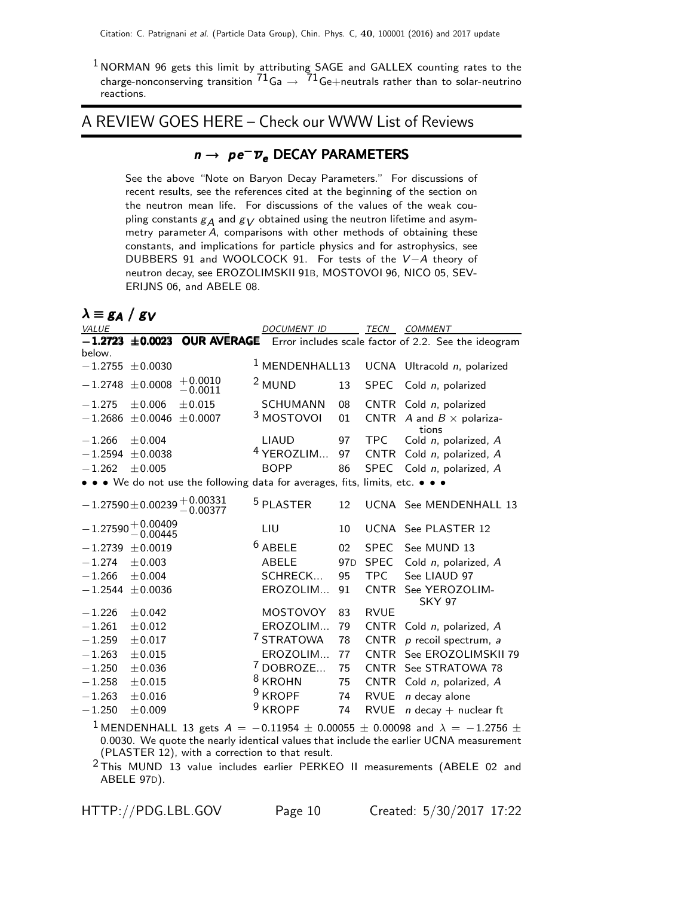[1] NORMAN 96 gets this limit by attributing SAGE and GALLEX counting rates to the charge-nonconserving transition $^{71}$Ga $\rightarrow$ $^{71}$Ge+neutrals rather than to solar-neutrino reactions.

## A REVIEW GOES HERE – Check our WWW List of Reviews

### $n \rightarrow pe^- \overline{\nu}_e$ DECAY PARAMETERS

See the above "Note on Baryon Decay Parameters." For discussions of recent results, see the references cited at the beginning of the section on the neutron mean life. For discussions of the values of the weak coupling constants $g_A$ and $g_V$ obtained using the neutron lifetime and asymmetry parameter $A$, comparisons with other methods of obtaining these constants, and implications for particle physics and for astrophysics, see DUBBERS 91 and WOOLCOCK 91. For tests of the $V-A$ theory of neutron decay, see EROZOLIMSKII 91B, MOSTOVOI 96, NICO 05, SEVERIJNS 06, and ABELE 08.

### $\lambda \equiv g_A \,/\, g_V$

| VALUE | DOCUMENT ID | | TECN | COMMENT |
|---|---|---|---|---|
| **−1.2723 ±0.0023 OUR AVERAGE** | Error includes scale factor of 2.2. See the ideogram below. | | | |
| −1.2755 ±0.0030 | [1] MENDENHALL | 13 | UCNA | Ultracold $n$, polarized |
| −1.2748 ±0.0008 $^{+0.0010}_{-0.0011}$ | [2] MUND | 13 | SPEC | Cold $n$, polarized |
| −1.275 ±0.006 ±0.015 | SCHUMANN | 08 | CNTR | Cold $n$, polarized |
| −1.2686 ±0.0046 ±0.0007 | [3] MOSTOVOI | 01 | CNTR | $A$ and $B \times$ polarizations |
| −1.266 ±0.004 | LIAUD | 97 | TPC | Cold $n$, polarized, $A$ |
| −1.2594 ±0.0038 | [4] YEROZLIM... | 97 | CNTR | Cold $n$, polarized, $A$ |
| −1.262 ±0.005 | BOPP | 86 | SPEC | Cold $n$, polarized, $A$ |
| • • • We do not use the following data for averages, fits, limits, etc. • • • | | | | |
| −1.27590±0.00239 $^{+0.00331}_{-0.00377}$ | [5] PLASTER | 12 | UCNA | See MENDENHALL 13 |
| −1.27590 $^{+0.00409}_{-0.00445}$ | LIU | 10 | UCNA | See PLASTER 12 |
| −1.2739 ±0.0019 | [6] ABELE | 02 | SPEC | See MUND 13 |
| −1.274 ±0.003 | ABELE | 97D | SPEC | Cold $n$, polarized, $A$ |
| −1.266 ±0.004 | SCHRECK... | 95 | TPC | See LIAUD 97 |
| −1.2544 ±0.0036 | EROZOLIM... | 91 | CNTR | See YEROZOLIMSKY 97 |
| −1.226 ±0.042 | MOSTOVOY | 83 | RVUE | |
| −1.261 ±0.012 | EROZOLIM... | 79 | CNTR | Cold $n$, polarized, $A$ |
| −1.259 ±0.017 | [7] STRATOWA | 78 | CNTR | $p$ recoil spectrum, $a$ |
| −1.263 ±0.015 | EROZOLIM... | 77 | CNTR | See EROZOLIMSKII 79 |
| −1.250 ±0.036 | [7] DOBROZE... | 75 | CNTR | See STRATOWA 78 |
| −1.258 ±0.015 | [8] KROHN | 75 | CNTR | Cold $n$, polarized, $A$ |
| −1.263 ±0.016 | [9] KROPF | 74 | RVUE | $n$ decay alone |
| −1.250 ±0.009 | [9] KROPF | 74 | RVUE | $n$ decay + nuclear ft |

[1] MENDENHALL 13 gets $A = -0.11954 \pm 0.00055 \pm 0.00098$ and $\lambda = -1.2756 \pm 0.0030$. We quote the nearly identical values that include the earlier UCNA measurement (PLASTER 12), with a correction to that result.

[2] This MUND 13 value includes earlier PERKEO II measurements (ABELE 02 and ABELE 97D).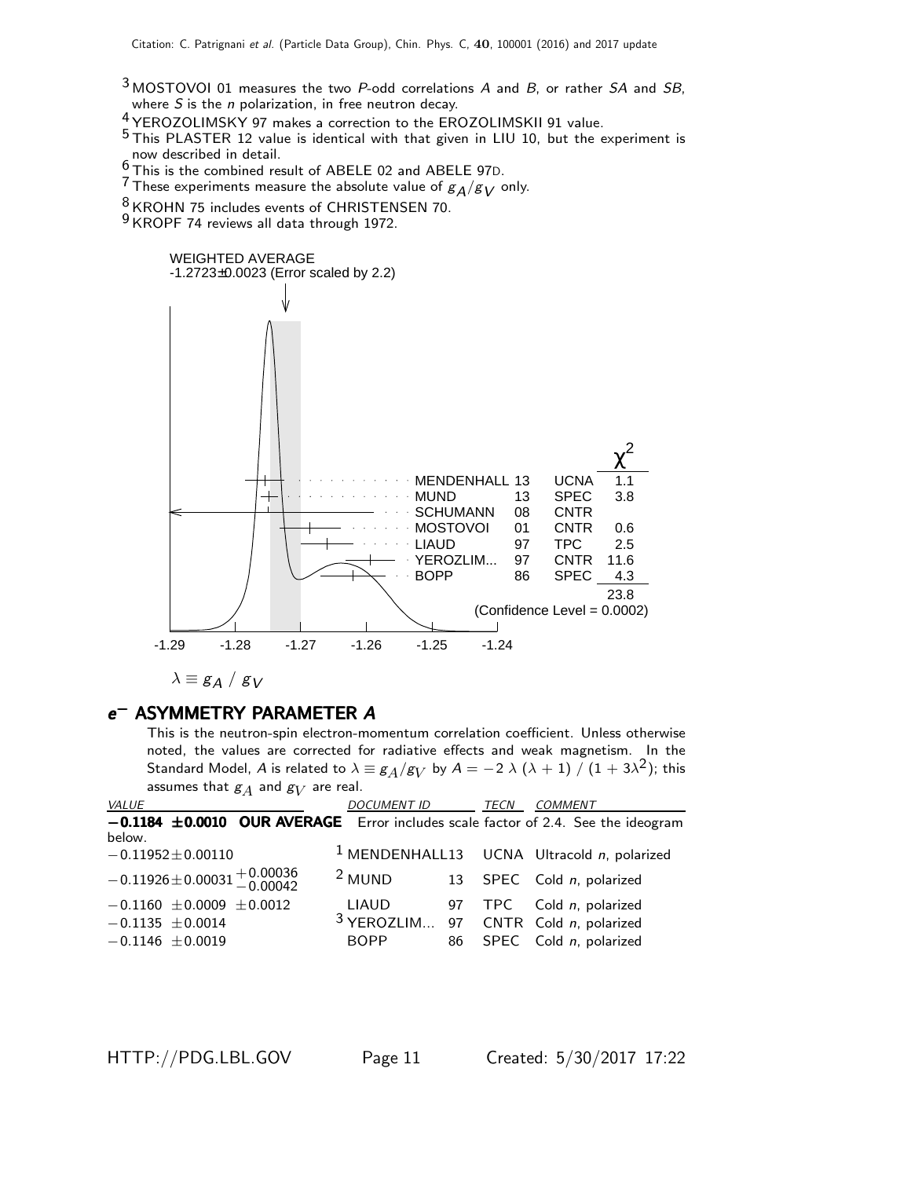[3] MOSTOVOI 01 measures the two $P$-odd correlations $A$ and $B$, or rather $SA$ and $SB$, where $S$ is the $n$ polarization, in free neutron decay.

[4] YEROZOLIMSKY 97 makes a correction to the EROZOLIMSKII 91 value.

[5] This PLASTER 12 value is identical with that given in LIU 10, but the experiment is now described in detail.

[6] This is the combined result of ABELE 02 and ABELE 97D.

[7] These experiments measure the absolute value of $g_A/g_V$ only.

[8] KROHN 75 includes events of CHRISTENSEN 70.

[9] KROPF 74 reviews all data through 1972.

WEIGHTED AVERAGE
-1.2723±0.0023 (Error scaled by 2.2)

| | | | $\chi^2$ |
|---|---|---|---|
| MENDENHALL | 13 | UCNA | 1.1 |
| MUND | 13 | SPEC | 3.8 |
| SCHUMANN | 08 | CNTR | |
| MOSTOVOI | 01 | CNTR | 0.6 |
| LIAUD | 97 | TPC | 2.5 |
| YEROZLIM... | 97 | CNTR | 11.6 |
| BOPP | 86 | SPEC | 4.3 |
| | | | 23.8 |

(Confidence Level = 0.0002)

-1.29 -1.28 -1.27 -1.26 -1.25 -1.24

$\lambda \equiv g_A \; / \; g_V$

## $e^-$ ASYMMETRY PARAMETER $A$

This is the neutron-spin electron-momentum correlation coefficient. Unless otherwise noted, the values are corrected for radiative effects and weak magnetism. In the Standard Model, $A$ is related to $\lambda \equiv g_A/g_V$ by $A = -2\,\lambda\,(\lambda + 1)\,/\,(1 + 3\lambda^2)$; this assumes that $g_A$ and $g_V$ are real.

| VALUE | DOCUMENT ID | | TECN | COMMENT |
|---|---|---|---|---|
| **−0.1184 ±0.0010 OUR AVERAGE** Error includes scale factor of 2.4. See the ideogram below. | | | | |
| $-0.11952 \pm 0.00110$ | [1] MENDENHALL | 13 | UCNA | Ultracold $n$, polarized |
| $-0.11926 \pm 0.00031 ^{+0.00036}_{-0.00042}$ | [2] MUND | 13 | SPEC | Cold $n$, polarized |
| $-0.1160 \pm 0.0009 \pm 0.0012$ | LIAUD | 97 | TPC | Cold $n$, polarized |
| $-0.1135 \pm 0.0014$ | [3] YEROZLIM... | 97 | CNTR | Cold $n$, polarized |
| $-0.1146 \pm 0.0019$ | BOPP | 86 | SPEC | Cold $n$, polarized |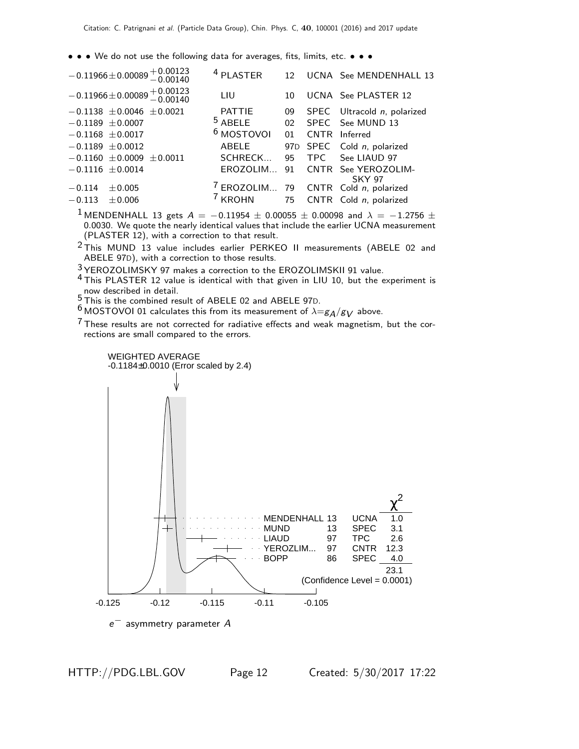• • • We do not use the following data for averages, fits, limits, etc. • • •

| VALUE | DOCUMENT ID | | TECN | COMMENT |
|---|---|---|---|---|
| $-0.11966 \pm 0.00089 ^{+0.00123}_{-0.00140}$ | [4] PLASTER | 12 | UCNA | See MENDENHALL 13 |
| $-0.11966 \pm 0.00089 ^{+0.00123}_{-0.00140}$ | LIU | 10 | UCNA | See PLASTER 12 |
| $-0.1138 \pm 0.0046 \pm 0.0021$ | PATTIE | 09 | SPEC | Ultracold $n$, polarized |
| $-0.1189 \pm 0.0007$ | [5] ABELE | 02 | SPEC | See MUND 13 |
| $-0.1168 \pm 0.0017$ | [6] MOSTOVOI | 01 | CNTR | Inferred |
| $-0.1189 \pm 0.0012$ | ABELE | 97D | SPEC | Cold $n$, polarized |
| $-0.1160 \pm 0.0009 \pm 0.0011$ | SCHRECK... | 95 | TPC | See LIAUD 97 |
| $-0.1116 \pm 0.0014$ | EROZOLIM... | 91 | CNTR | See YEROZOLIM-SKY 97 |
| $-0.114 \pm 0.005$ | [7] EROZOLIM... | 79 | CNTR | Cold $n$, polarized |
| $-0.113 \pm 0.006$ | [7] KROHN | 75 | CNTR | Cold $n$, polarized |

[1] MENDENHALL 13 gets $A = -0.11954 \pm 0.00055 \pm 0.00098$ and $\lambda = -1.2756 \pm 0.0030$. We quote the nearly identical values that include the earlier UCNA measurement (PLASTER 12), with a correction to that result.

[2] This MUND 13 value includes earlier PERKEO II measurements (ABELE 02 and ABELE 97D), with a correction to those results.

[3] YEROZOLIMSKY 97 makes a correction to the EROZOLIMSKII 91 value.

[4] This PLASTER 12 value is identical with that given in LIU 10, but the experiment is now described in detail.

[5] This is the combined result of ABELE 02 and ABELE 97D.

[6] MOSTOVOI 01 calculates this from its measurement of $\lambda = g_A/g_V$ above.

[7] These results are not corrected for radiative effects and weak magnetism, but the corrections are small compared to the errors.

WEIGHTED AVERAGE
-0.1184±0.0010 (Error scaled by 2.4)

| | | | $\chi^2$ |
|---|---|---|---|
| MENDENHALL | 13 | UCNA | 1.0 |
| MUND | 13 | SPEC | 3.1 |
| LIAUD | 97 | TPC | 2.6 |
| YEROZLIM... | 97 | CNTR | 12.3 |
| BOPP | 86 | SPEC | 4.0 |
| | | | 23.1 |

(Confidence Level = 0.0001)

-0.125 -0.12 -0.115 -0.11 -0.105

$e^-$ asymmetry parameter $A$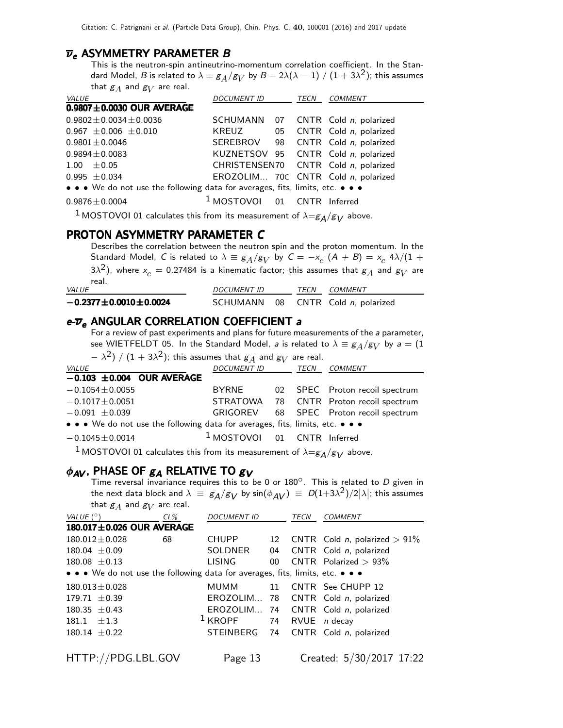## $\overline{\nu}_e$ ASYMMETRY PARAMETER $B$

This is the neutron-spin antineutrino-momentum correlation coefficient. In the Standard Model, $B$ is related to $\lambda \equiv g_A/g_V$ by $B = 2\lambda(\lambda-1)\,/\,(1+3\lambda^2)$; this assumes that $g_A$ and $g_V$ are real.

| VALUE | DOCUMENT ID | | TECN | COMMENT |
|---|---|---|---|---|
| **0.9807±0.0030 OUR AVERAGE** | | | | |
| 0.9802±0.0034±0.0036 | SCHUMANN | 07 | CNTR | Cold $n$, polarized |
| 0.967 ±0.006 ±0.010 | KREUZ | 05 | CNTR | Cold $n$, polarized |
| 0.9801±0.0046 | SEREBROV | 98 | CNTR | Cold $n$, polarized |
| 0.9894±0.0083 | KUZNETSOV | 95 | CNTR | Cold $n$, polarized |
| 1.00 ±0.05 | CHRISTENSEN | 70 | CNTR | Cold $n$, polarized |
| 0.995 ±0.034 | EROZOLIM... | 70C | CNTR | Cold $n$, polarized |
| • • • We do not use the following data for averages, fits, limits, etc. • • • | | | | |
| 0.9876±0.0004 | [1] MOSTOVOI | 01 | CNTR | Inferred |

[1] MOSTOVOI 01 calculates this from its measurement of $\lambda = g_A/g_V$ above.

## PROTON ASYMMETRY PARAMETER $C$

Describes the correlation between the neutron spin and the proton momentum. In the Standard Model, $C$ is related to $\lambda \equiv g_A/g_V$ by $C = -x_c\,(A+B) = x_c\,4\lambda/(1+3\lambda^2)$, where $x_c = 0.27484$ is a kinematic factor; this assumes that $g_A$ and $g_V$ are real.

| VALUE | DOCUMENT ID | | TECN | COMMENT |
|---|---|---|---|---|
| **−0.2377±0.0010±0.0024** | SCHUMANN | 08 | CNTR | Cold $n$, polarized |

## $e$-$\overline{\nu}_e$ ANGULAR CORRELATION COEFFICIENT $a$

For a review of past experiments and plans for future measurements of the $a$ parameter, see WIETFELDT 05. In the Standard Model, $a$ is related to $\lambda \equiv g_A/g_V$ by $a = (1-\lambda^2)\,/\,(1+3\lambda^2)$; this assumes that $g_A$ and $g_V$ are real.

| VALUE | DOCUMENT ID | | TECN | COMMENT |
|---|---|---|---|---|
| **−0.103 ±0.004 OUR AVERAGE** | | | | |
| −0.1054±0.0055 | BYRNE | 02 | SPEC | Proton recoil spectrum |
| −0.1017±0.0051 | STRATOWA | 78 | CNTR | Proton recoil spectrum |
| −0.091 ±0.039 | GRIGOREV | 68 | SPEC | Proton recoil spectrum |
| • • • We do not use the following data for averages, fits, limits, etc. • • • | | | | |
| −0.1045±0.0014 | [1] MOSTOVOI | 01 | CNTR | Inferred |

[1] MOSTOVOI 01 calculates this from its measurement of $\lambda = g_A/g_V$ above.

## $\phi_{AV}$, PHASE OF $g_A$ RELATIVE TO $g_V$

Time reversal invariance requires this to be 0 or 180°. This is related to $D$ given in the next data block and $\lambda \equiv g_A/g_V$ by $\sin(\phi_{AV}) \equiv D(1+3\lambda^2)/2|\lambda|$; this assumes that $g_A$ and $g_V$ are real.

| VALUE (°) | CL% | DOCUMENT ID | | TECN | COMMENT |
|---|---|---|---|---|---|
| **180.017±0.026 OUR AVERAGE** | | | | | |
| 180.012±0.028 | 68 | CHUPP | 12 | CNTR | Cold $n$, polarized > 91% |
| 180.04 ±0.09 | | SOLDNER | 04 | CNTR | Cold $n$, polarized |
| 180.08 ±0.13 | | LISING | 00 | CNTR | Polarized > 93% |
| • • • We do not use the following data for averages, fits, limits, etc. • • • | | | | | |
| 180.013±0.028 | | MUMM | 11 | CNTR | See CHUPP 12 |
| 179.71 ±0.39 | | EROZOLIM... | 78 | CNTR | Cold $n$, polarized |
| 180.35 ±0.43 | | EROZOLIM... | 74 | CNTR | Cold $n$, polarized |
| 181.1 ±1.3 | | [1] KROPF | 74 | RVUE | $n$ decay |
| 180.14 ±0.22 | | STEINBERG | 74 | CNTR | Cold $n$, polarized |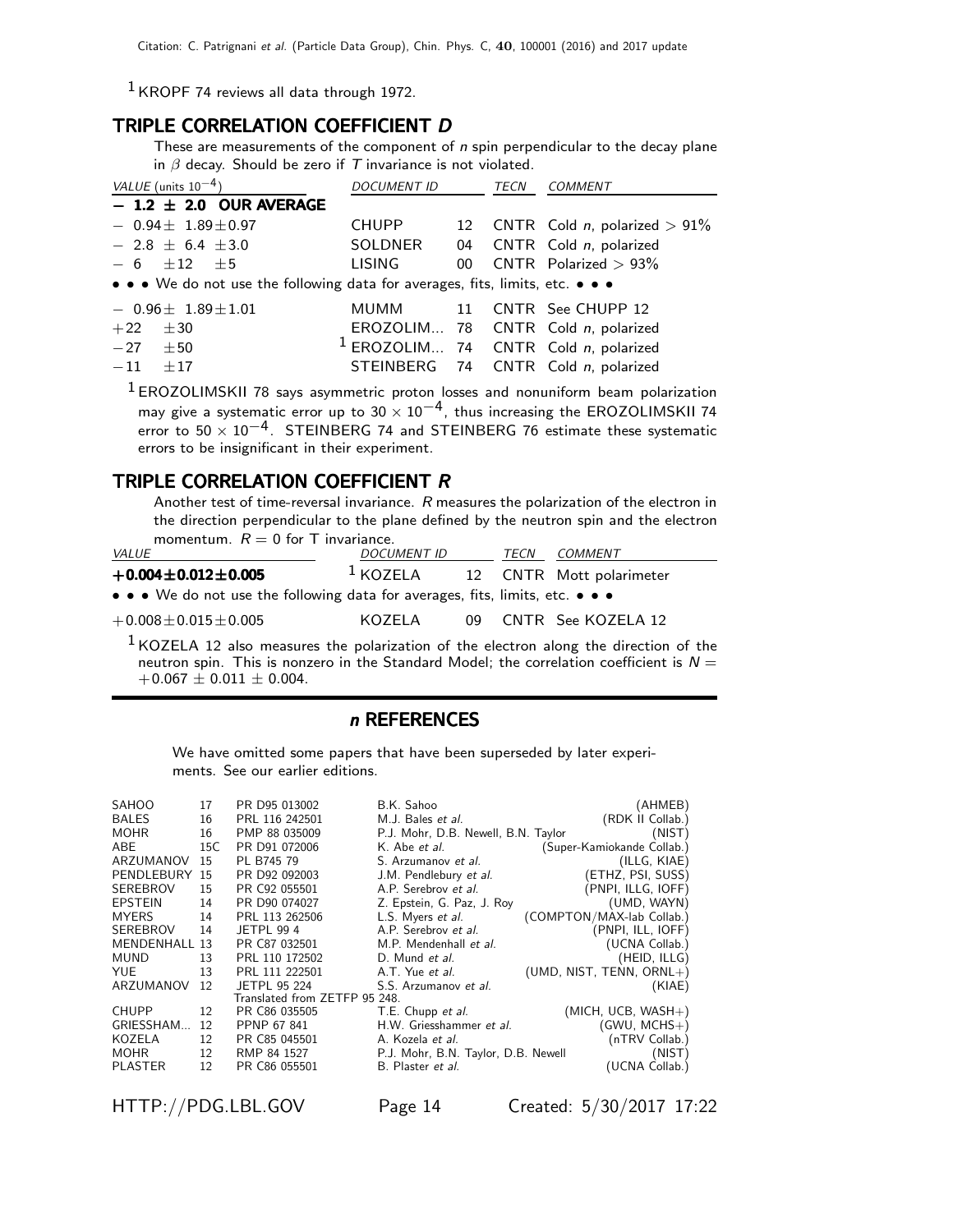[1] KROPF 74 reviews all data through 1972.

## TRIPLE CORRELATION COEFFICIENT $D$

These are measurements of the component of $n$ spin perpendicular to the decay plane in $\beta$ decay. Should be zero if $T$ invariance is not violated.

| VALUE (units $10^{-4}$) | DOCUMENT ID | | TECN | COMMENT |
|---|---|---|---|---|
| **$-$ 1.2 $\pm$ 2.0 OUR AVERAGE** | | | | |
| $-0.94 \pm 1.89 \pm 0.97$ | CHUPP | 12 | CNTR | Cold $n$, polarized $> 91\%$ |
| $-2.8 \pm 6.4 \pm 3.0$ | SOLDNER | 04 | CNTR | Cold $n$, polarized |
| $-6 \pm 12 \pm 5$ | LISING | 00 | CNTR | Polarized $> 93\%$ |
| • • • We do not use the following data for averages, fits, limits, etc. • • • | | | | |
| $-0.96 \pm 1.89 \pm 1.01$ | MUMM | 11 | CNTR | See CHUPP 12 |
| $+22 \pm 30$ | EROZOLIM... | 78 | CNTR | Cold $n$, polarized |
| $-27 \pm 50$ | [1] EROZOLIM... | 74 | CNTR | Cold $n$, polarized |
| $-11 \pm 17$ | STEINBERG | 74 | CNTR | Cold $n$, polarized |

[1] EROZOLIMSKII 78 says asymmetric proton losses and nonuniform beam polarization may give a systematic error up to $30 \times 10^{-4}$, thus increasing the EROZOLIMSKII 74 error to $50 \times 10^{-4}$. STEINBERG 74 and STEINBERG 76 estimate these systematic errors to be insignificant in their experiment.

## TRIPLE CORRELATION COEFFICIENT $R$

Another test of time-reversal invariance. $R$ measures the polarization of the electron in the direction perpendicular to the plane defined by the neutron spin and the electron momentum. $R = 0$ for T invariance.

| VALUE | DOCUMENT ID | | TECN | COMMENT |
|---|---|---|---|---|
| **$+0.004 \pm 0.012 \pm 0.005$** | [1] KOZELA | 12 | CNTR | Mott polarimeter |
| • • • We do not use the following data for averages, fits, limits, etc. • • • | | | | |
| $+0.008 \pm 0.015 \pm 0.005$ | KOZELA | 09 | CNTR | See KOZELA 12 |

[1] KOZELA 12 also measures the polarization of the electron along the direction of the neutron spin. This is nonzero in the Standard Model; the correlation coefficient is $N = +0.067 \pm 0.011 \pm 0.004$.

## $n$ REFERENCES

We have omitted some papers that have been superseded by later experiments. See our earlier editions.

| | | | | |
|---|---|---|---|---|
| SAHOO | 17 | PR D95 013002 | B.K. Sahoo | (AHMEB) |
| BALES | 16 | PRL 116 242501 | M.J. Bales *et al.* | (RDK II Collab.) |
| MOHR | 16 | RMP 88 035009 | P.J. Mohr, D.B. Newell, B.N. Taylor | (NIST) |
| ABE | 15C | PR D91 072006 | K. Abe *et al.* | (Super-Kamiokande Collab.) |
| ARZUMANOV | 15 | PL B745 79 | S. Arzumanov *et al.* | (ILLG, KIAE) |
| PENDLEBURY | 15 | PR D92 092003 | J.M. Pendlebury *et al.* | (ETHZ, PSI, SUSS) |
| SEREBROV | 15 | PR C92 055501 | A.P. Serebrov *et al.* | (PNPI, ILLG, IOFF) |
| EPSTEIN | 14 | PR D90 074027 | Z. Epstein, G. Paz, J. Roy | (UMD, WAYN) |
| MYERS | 14 | PRL 113 262506 | L.S. Myers *et al.* | (COMPTON/MAX-lab Collab.) |
| SEREBROV | 14 | JETPL 99 4 | A.P. Serebrov *et al.* | (PNPI, ILL, IOFF) |
| MENDENHALL | 13 | PR C87 032501 | M.P. Mendenhall *et al.* | (UCNA Collab.) |
| MUND | 13 | PRL 110 172502 | D. Mund *et al.* | (HEID, ILLG) |
| YUE | 13 | PRL 111 222501 | A.T. Yue *et al.* | (UMD, NIST, TENN, ORNL+) |
| ARZUMANOV | 12 | JETPL 95 224 | S.S. Arzumanov *et al.* | (KIAE) |
| | | Translated from ZETFP 95 248. | | |
| CHUPP | 12 | PR C86 035505 | T.E. Chupp *et al.* | (MICH, UCB, WASH+) |
| GRIESSHAM... | 12 | PPNP 67 841 | H.W. Griesshammer *et al.* | (GWU, MCHS+) |
| KOZELA | 12 | PR C85 045501 | A. Kozela *et al.* | (nTRV Collab.) |
| MOHR | 12 | RMP 84 1527 | P.J. Mohr, B.N. Taylor, D.B. Newell | (NIST) |
| PLASTER | 12 | PR C86 055501 | B. Plaster *et al.* | (UCNA Collab.) |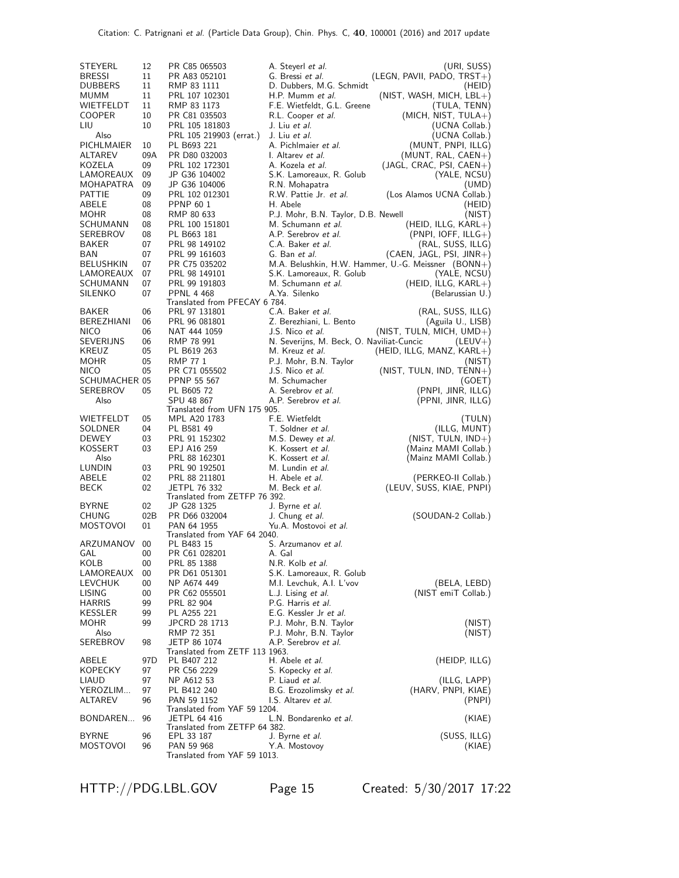| | | | | |
|---|---|---|---|---|
| STEYERL | 12 | PR C85 065503 | A. Steyerl *et al.* | (URI, SUSS) |
| BRESSI | 11 | PR A83 052101 | G. Bressi *et al.* | (LEGN, PAVII, PADO, TRST+) |
| DUBBERS | 11 | RMP 83 1111 | D. Dubbers, M.G. Schmidt | (HEID) |
| MUMM | 11 | PRL 107 102301 | H.P. Mumm *et al.* | (NIST, WASH, MICH, LBL+) |
| WIETFELDT | 11 | RMP 83 1173 | F.E. Wietfeldt, G.L. Greene | (TULA, TENN) |
| COOPER | 10 | PR C81 035503 | R.L. Cooper *et al.* | (MICH, NIST, TULA+) |
| LIU | 10 | PRL 105 181803 | J. Liu *et al.* | (UCNA Collab.) |
| Also | | PRL 105 219903 (errat.) | J. Liu *et al.* | (UCNA Collab.) |
| PICHLMAIER | 10 | PL B693 221 | A. Pichlmaier *et al.* | (MUNT, PNPI, ILLG) |
| ALTAREV | 09A | PR D80 032003 | I. Altarev *et al.* | (MUNT, RAL, CAEN+) |
| KOZELA | 09 | PRL 102 172301 | A. Kozela *et al.* | (JAGL, CRAC, PSI, CAEN+) |
| LAMOREAUX | 09 | JP G36 104002 | S.K. Lamoreaux, R. Golub | (YALE, NCSU) |
| MOHAPATRA | 09 | JP G36 104006 | R.N. Mohapatra | (UMD) |
| PATTIE | 09 | PRL 102 012301 | R.W. Pattie Jr. *et al.* | (Los Alamos UCNA Collab.) |
| ABELE | 08 | PPNP 60 1 | H. Abele | (HEID) |
| MOHR | 08 | RMP 80 633 | P.J. Mohr, B.N. Taylor, D.B. Newell | (NIST) |
| SCHUMANN | 08 | PRL 100 151801 | M. Schumann *et al.* | (HEID, ILLG, KARL+) |
| SEREBROV | 08 | PL B663 181 | A.P. Serebrov *et al.* | (PNPI, IOFF, ILLG+) |
| BAKER | 07 | PRL 98 149102 | C.A. Baker *et al.* | (RAL, SUSS, ILLG) |
| BAN | 07 | PRL 99 161603 | G. Ban *et al.* | (CAEN, JAGL, PSI, JINR+) |
| BELUSHKIN | 07 | PR C75 035202 | M.A. Belushkin, H.W. Hammer, U.-G. Meissner | (BONN+) |
| LAMOREAUX | 07 | PRL 98 149101 | S.K. Lamoreaux, R. Golub | (YALE, NCSU) |
| SCHUMANN | 07 | PRL 99 191803 | M. Schumann *et al.* | (HEID, ILLG, KARL+) |
| SILENKO | 07 | PPNL 4 468 | A.Ya. Silenko | (Belarussian U.) |
| | | Translated from PFECAY 6 784. | | |
| BAKER | 06 | PRL 97 131801 | C.A. Baker *et al.* | (RAL, SUSS, ILLG) |
| BEREZHIANI | 06 | PRL 96 081801 | Z. Berezhiani, L. Bento | (Aguila U., LISB) |
| NICO | 06 | NAT 444 1059 | J.S. Nico *et al.* | (NIST, TULN, MICH, UMD+) |
| SEVERIJNS | 06 | RMP 78 991 | N. Severijns, M. Beck, O. Naviliat-Cuncic | (LEUV+) |
| KREUZ | 05 | PL B619 263 | M. Kreuz *et al.* | (HEID, ILLG, MANZ, KARL+) |
| MOHR | 05 | RMP 77 1 | P.J. Mohr, B.N. Taylor | (NIST) |
| NICO | 05 | PR C71 055502 | J.S. Nico *et al.* | (NIST, TULN, IND, TENN+) |
| SCHUMACHER | 05 | PPNP 55 567 | M. Schumacher | (GOET) |
| SEREBROV | 05 | PL B605 72 | A. Serebrov *et al.* | (PNPI, JINR, ILLG) |
| Also | | SPU 48 867 | A.P. Serebrov *et al.* | (PPNI, JINR, ILLG) |
| | | Translated from UFN 175 905. | | |
| WIETFELDT | 05 | MPL A20 1783 | F.E. Wietfeldt | (TULN) |
| SOLDNER | 04 | PL B581 49 | T. Soldner *et al.* | (ILLG, MUNT) |
| DEWEY | 03 | PRL 91 152302 | M.S. Dewey *et al.* | (NIST, TULN, IND+) |
| KOSSERT | 03 | EPJ A16 259 | K. Kossert *et al.* | (Mainz MAMI Collab.) |
| Also | | PRL 88 162301 | K. Kossert *et al.* | (Mainz MAMI Collab.) |
| LUNDIN | 03 | PRL 90 192501 | M. Lundin *et al.* | |
| ABELE | 02 | PRL 88 211801 | H. Abele *et al.* | (PERKEO-II Collab.) |
| BECK | 02 | JETPL 76 332 | M. Beck *et al.* | (LEUV, SUSS, KIAE, PNPI) |
| | | Translated from ZETFP 76 392. | | |
| BYRNE | 02 | JP G28 1325 | J. Byrne *et al.* | |
| CHUNG | 02B | PR D66 032004 | J. Chung *et al.* | (SOUDAN-2 Collab.) |
| MOSTOVOI | 01 | PAN 64 1955 | Yu.A. Mostovoi *et al.* | |
| | | Translated from YAF 64 2040. | | |
| ARZUMANOV | 00 | PL B483 15 | S. Arzumanov *et al.* | |
| GAL | 00 | PR C61 028201 | A. Gal | |
| KOLB | 00 | PRL 85 1388 | N.R. Kolb *et al.* | |
| LAMOREAUX | 00 | PR D61 051301 | S.K. Lamoreaux, R. Golub | |
| LEVCHUK | 00 | NP A674 449 | M.I. Levchuk, A.I. L'vov | (BELA, LEBD) |
| LISING | 00 | PR C62 055501 | L.J. Lising *et al.* | (NIST emiT Collab.) |
| HARRIS | 99 | PRL 82 904 | P.G. Harris *et al.* | |
| KESSLER | 99 | PL A255 221 | E.G. Kessler Jr *et al.* | |
| MOHR | 99 | JPCRD 28 1713 | P.J. Mohr, B.N. Taylor | (NIST) |
| Also | | RMP 72 351 | P.J. Mohr, B.N. Taylor | (NIST) |
| SEREBROV | 98 | JETP 86 1074 | A.P. Serebrov *et al.* | |
| | | Translated from ZETF 113 1963. | | |
| ABELE | 97D | PL B407 212 | H. Abele *et al.* | (HEIDP, ILLG) |
| KOPECKY | 97 | PR C56 2229 | S. Kopecky *et al.* | |
| LIAUD | 97 | NP A612 53 | P. Liaud *et al.* | (ILLG, LAPP) |
| YEROZLIM... | 97 | PL B412 240 | B.G. Erozolimsky *et al.* | (HARV, PNPI, KIAE) |
| ALTAREV | 96 | PAN 59 1152 | I.S. Altarev *et al.* | (PNPI) |
| | | Translated from YAF 59 1204. | | |
| BONDAREN... | 96 | JETPL 64 416 | L.N. Bondarenko *et al.* | (KIAE) |
| | | Translated from ZETFP 64 382. | | |
| BYRNE | 96 | EPL 33 187 | J. Byrne *et al.* | (SUSS, ILLG) |
| MOSTOVOI | 96 | PAN 59 968 | Y.A. Mostovoy | (KIAE) |
| | | Translated from YAF 59 1013. | | |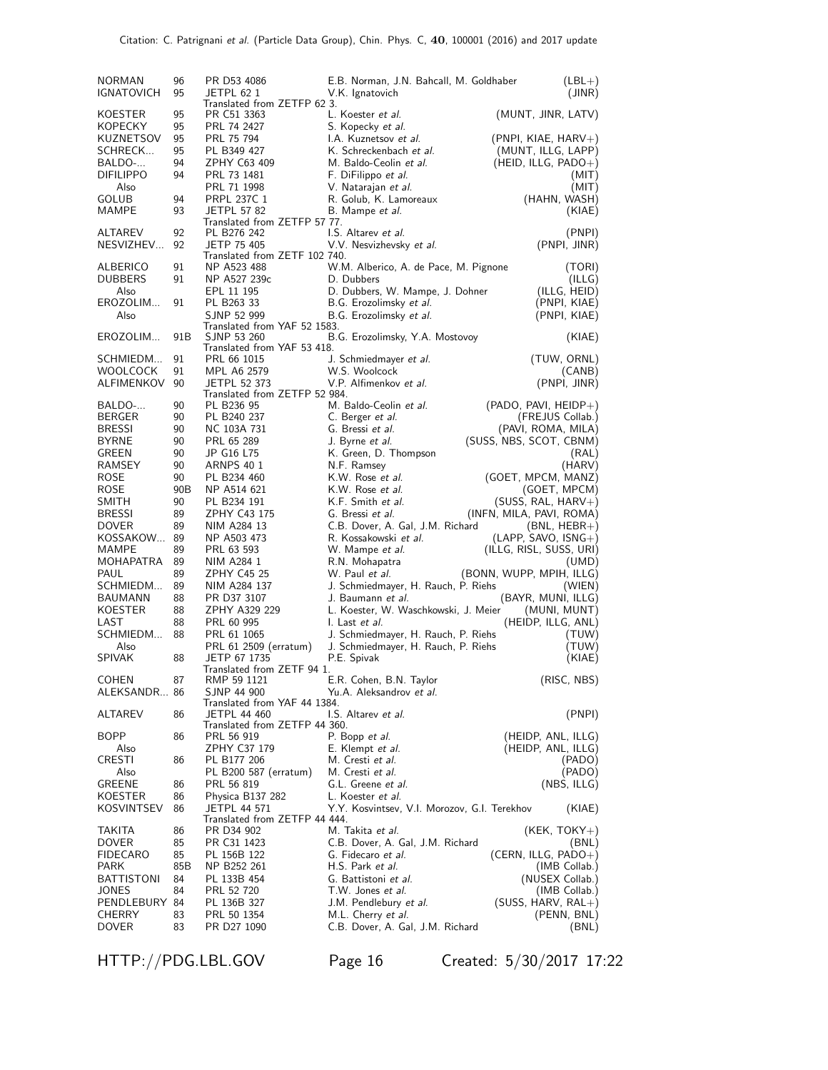| | | | | |
|---|---|---|---|---|
| NORMAN | 96 | PR D53 4086 | E.B. Norman, J.N. Bahcall, M. Goldhaber | (LBL+) |
| IGNATOVICH | 95 | JETPL 62 1 | V.K. Ignatovich | (JINR) |
| | | Translated from ZETFP 62 3. | | |
| KOESTER | 95 | PR C51 3363 | L. Koester *et al.* | (MUNT, JINR, LATV) |
| KOPECKY | 95 | PRL 74 2427 | S. Kopecky *et al.* | |
| KUZNETSOV | 95 | PRL 75 794 | I.A. Kuznetsov *et al.* | (PNPI, KIAE, HARV+) |
| SCHRECK... | 95 | PL B349 427 | K. Schreckenbach *et al.* | (MUNT, ILLG, LAPP) |
| BALDO-... | 94 | ZPHY C63 409 | M. Baldo-Ceolin *et al.* | (HEID, ILLG, PADO+) |
| DIFILIPPO | 94 | PRL 73 1481 | F. DiFilippo *et al.* | (MIT) |
| Also | | PRL 71 1998 | V. Natarajan *et al.* | (MIT) |
| GOLUB | 94 | PRPL 237C 1 | R. Golub, K. Lamoreaux | (HAHN, WASH) |
| MAMPE | 93 | JETPL 57 82 | B. Mampe *et al.* | (KIAE) |
| | | Translated from ZETFP 57 77. | | |
| ALTAREV | 92 | PL B276 242 | I.S. Altarev *et al.* | (PNPI) |
| NESVIZHEV... | 92 | JETP 75 405 | V.V. Nesvizhevsky *et al.* | (PNPI, JINR) |
| | | Translated from ZETF 102 740. | | |
| ALBERICO | 91 | NP A523 488 | W.M. Alberico, A. de Pace, M. Pignone | (TORI) |
| DUBBERS | 91 | NP A527 239c | D. Dubbers | (ILLG) |
| Also | | EPL 11 195 | D. Dubbers, W. Mampe, J. Dohner | (ILLG, HEID) |
| EROZOLIM... | 91 | PL B263 33 | B.G. Erozolimsky *et al.* | (PNPI, KIAE) |
| Also | | SJNP 52 999 | B.G. Erozolimsky *et al.* | (PNPI, KIAE) |
| | | Translated from YAF 52 1583. | | |
| EROZOLIM... | 91B | SJNP 53 260 | B.G. Erozolimsky, Y.A. Mostovoy | (KIAE) |
| | | Translated from YAF 53 418. | | |
| SCHMIEDM... | 91 | PRL 66 1015 | J. Schmiedmayer *et al.* | (TUW, ORNL) |
| WOOLCOCK | 91 | MPL A6 2579 | W.S. Woolcock | (CANB) |
| ALFIMENKOV | 90 | JETPL 52 373 | V.P. Alfimenkov *et al.* | (PNPI, JINR) |
| | | Translated from ZETFP 52 984. | | |
| BALDO-... | 90 | PL B236 95 | M. Baldo-Ceolin *et al.* | (PADO, PAVI, HEIDP+) |
| BERGER | 90 | PL B240 237 | C. Berger *et al.* | (FREJUS Collab.) |
| BRESSI | 90 | NC 103A 731 | G. Bressi *et al.* | (PAVI, ROMA, MILA) |
| BYRNE | 90 | PRL 65 289 | J. Byrne *et al.* | (SUSS, NBS, SCOT, CBNM) |
| GREEN | 90 | JP G16 L75 | K. Green, D. Thompson | (RAL) |
| RAMSEY | 90 | ARNPS 40 1 | N.F. Ramsey | (HARV) |
| ROSE | 90 | PL B234 460 | K.W. Rose *et al.* | (GOET, MPCM, MANZ) |
| ROSE | 90B | NP A514 621 | K.W. Rose *et al.* | (GOET, MPCM) |
| SMITH | 90 | PL B234 191 | K.F. Smith *et al.* | (SUSS, RAL, HARV+) |
| BRESSI | 89 | ZPHY C43 175 | G. Bressi *et al.* | (INFN, MILA, PAVI, ROMA) |
| DOVER | 89 | NIM A284 13 | C.B. Dover, A. Gal, J.M. Richard | (BNL, HEBR+) |
| KOSSAKOW... | 89 | NP A503 473 | R. Kossakowski *et al.* | (LAPP, SAVO, ISNG+) |
| MAMPE | 89 | PRL 63 593 | W. Mampe *et al.* | (ILLG, RISL, SUSS, URI) |
| MOHAPATRA | 89 | NIM A284 1 | R.N. Mohapatra | (UMD) |
| PAUL | 89 | ZPHY C45 25 | W. Paul *et al.* | (BONN, WUPP, MPIH, ILLG) |
| SCHMIEDM... | 89 | NIM A284 137 | J. Schmiedmayer, H. Rauch, P. Riehs | (WIEN) |
| BAUMANN | 88 | PR D37 3107 | J. Baumann *et al.* | (BAYR, MUNI, ILLG) |
| KOESTER | 88 | ZPHY A329 229 | L. Koester, W. Waschkowski, J. Meier | (MUNI, MUNT) |
| LAST | 88 | PRL 60 995 | I. Last *et al.* | (HEIDP, ILLG, ANL) |
| SCHMIEDM... | 88 | PRL 61 1065 | J. Schmiedmayer, H. Rauch, P. Riehs | (TUW) |
| Also | | PRL 61 2509 (erratum) | J. Schmiedmayer, H. Rauch, P. Riehs | (TUW) |
| SPIVAK | 88 | JETP 67 1735 | P.E. Spivak | (KIAE) |
| | | Translated from ZETF 94 1. | | |
| COHEN | 87 | RMP 59 1121 | E.R. Cohen, B.N. Taylor | (RISC, NBS) |
| ALEKSANDR... | 86 | SJNP 44 900 | Yu.A. Aleksandrov *et al.* | |
| | | Translated from YAF 44 1384. | | |
| ALTAREV | 86 | JETPL 44 460 | I.S. Altarev *et al.* | (PNPI) |
| | | Translated from ZETFP 44 360. | | |
| BOPP | 86 | PRL 56 919 | P. Bopp *et al.* | (HEIDP, ANL, ILLG) |
| Also | | ZPHY C37 179 | E. Klempt *et al.* | (HEIDP, ANL, ILLG) |
| CRESTI | 86 | PL B177 206 | M. Cresti *et al.* | (PADO) |
| Also | | PL B200 587 (erratum) | M. Cresti *et al.* | (PADO) |
| GREENE | 86 | PRL 56 819 | G.L. Greene *et al.* | (NBS, ILLG) |
| KOESTER | 86 | Physica B137 282 | L. Koester *et al.* | |
| KOSVINTSEV | 86 | JETPL 44 571 | Y.Y. Kosvintsev, V.I. Morozov, G.I. Terekhov | (KIAE) |
| | | Translated from ZETFP 44 444. | | |
| TAKITA | 86 | PR D34 902 | M. Takita *et al.* | (KEK, TOKY+) |
| DOVER | 85 | PR C31 1423 | C.B. Dover, A. Gal, J.M. Richard | (BNL) |
| FIDECARO | 85 | PL 156B 122 | G. Fidecaro *et al.* | (CERN, ILLG, PADO+) |
| PARK | 85B | NP B252 261 | H.S. Park *et al.* | (IMB Collab.) |
| BATTISTONI | 84 | PL 133B 454 | G. Battistoni *et al.* | (NUSEX Collab.) |
| JONES | 84 | PRL 52 720 | T.W. Jones *et al.* | (IMB Collab.) |
| PENDLEBURY | 84 | PL 136B 327 | J.M. Pendlebury *et al.* | (SUSS, HARV, RAL+) |
| CHERRY | 83 | PRL 50 1354 | M.L. Cherry *et al.* | (PENN, BNL) |
| DOVER | 83 | PR D27 1090 | C.B. Dover, A. Gal, J.M. Richard | (BNL) |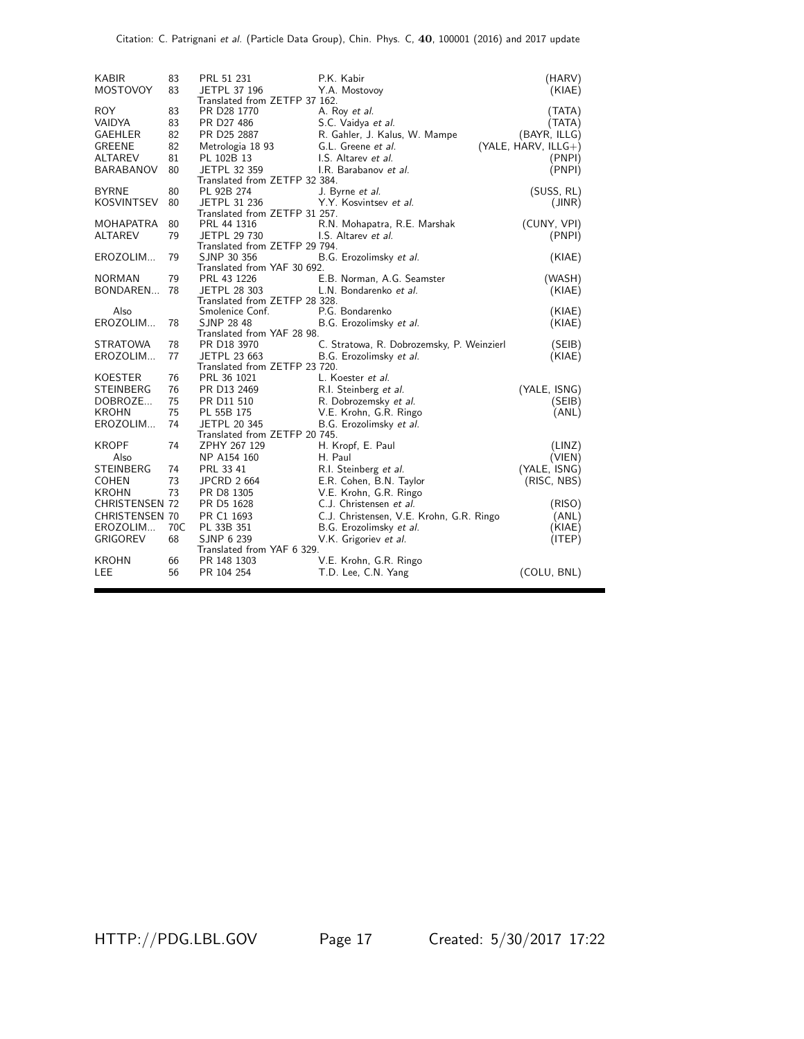| | | | | |
|---|---|---|---|---|
| KABIR | 83 | PRL 51 231 | P.K. Kabir | (HARV) |
| MOSTOVOY | 83 | JETPL 37 196 | Y.A. Mostovoy | (KIAE) |
| | | Translated from ZETFP 37 162. | | |
| ROY | 83 | PR D28 1770 | A. Roy *et al.* | (TATA) |
| VAIDYA | 83 | PR D27 486 | S.C. Vaidya *et al.* | (TATA) |
| GAEHLER | 82 | PR D25 2887 | R. Gahler, J. Kalus, W. Mampe | (BAYR, ILLG) |
| GREENE | 82 | Metrologia 18 93 | G.L. Greene *et al.* | (YALE, HARV, ILLG+) |
| ALTAREV | 81 | PL 102B 13 | I.S. Altarev *et al.* | (PNPI) |
| BARABANOV | 80 | JETPL 32 359 | I.R. Barabanov *et al.* | (PNPI) |
| | | Translated from ZETFP 32 384. | | |
| BYRNE | 80 | PL 92B 274 | J. Byrne *et al.* | (SUSS, RL) |
| KOSVINTSEV | 80 | JETPL 31 236 | Y.Y. Kosvintsev *et al.* | (JINR) |
| | | Translated from ZETFP 31 257. | | |
| MOHAPATRA | 80 | PRL 44 1316 | R.N. Mohapatra, R.E. Marshak | (CUNY, VPI) |
| ALTAREV | 79 | JETPL 29 730 | I.S. Altarev *et al.* | (PNPI) |
| | | Translated from ZETFP 29 794. | | |
| EROZOLIM... | 79 | SJNP 30 356 | B.G. Erozolimsky *et al.* | (KIAE) |
| | | Translated from YAF 30 692. | | |
| NORMAN | 79 | PRL 43 1226 | E.B. Norman, A.G. Seamster | (WASH) |
| BONDAREN... | 78 | JETPL 28 303 | L.N. Bondarenko *et al.* | (KIAE) |
| | | Translated from ZETFP 28 328. | | |
| Also | | Smolenice Conf. | P.G. Bondarenko | (KIAE) |
| EROZOLIM... | 78 | SJNP 28 48 | B.G. Erozolimsky *et al.* | (KIAE) |
| | | Translated from YAF 28 98. | | |
| STRATOWA | 78 | PR D18 3970 | C. Stratowa, R. Dobrozemsky, P. Weinzierl | (SEIB) |
| EROZOLIM... | 77 | JETPL 23 663 | B.G. Erozolimsky *et al.* | (KIAE) |
| | | Translated from ZETFP 23 720. | | |
| KOESTER | 76 | PRL 36 1021 | L. Koester *et al.* | |
| STEINBERG | 76 | PR D13 2469 | R.I. Steinberg *et al.* | (YALE, ISNG) |
| DOBROZE... | 75 | PR D11 510 | R. Dobrozemsky *et al.* | (SEIB) |
| KROHN | 75 | PL 55B 175 | V.E. Krohn, G.R. Ringo | (ANL) |
| EROZOLIM... | 74 | JETPL 20 345 | B.G. Erozolimsky *et al.* | |
| | | Translated from ZETFP 20 745. | | |
| KROPF | 74 | ZPHY 267 129 | H. Kropf, E. Paul | (LINZ) |
| Also | | NP A154 160 | H. Paul | (VIEN) |
| STEINBERG | 74 | PRL 33 41 | R.I. Steinberg *et al.* | (YALE, ISNG) |
| COHEN | 73 | JPCRD 2 664 | E.R. Cohen, B.N. Taylor | (RISC, NBS) |
| KROHN | 73 | PR D8 1305 | V.E. Krohn, G.R. Ringo | |
| CHRISTENSEN | 72 | PR D5 1628 | C.J. Christensen *et al.* | (RISO) |
| CHRISTENSEN | 70 | PR C1 1693 | C.J. Christensen, V.E. Krohn, G.R. Ringo | (ANL) |
| EROZOLIM... | 70C | PL 33B 351 | B.G. Erozolimsky *et al.* | (KIAE) |
| GRIGOREV | 68 | SJNP 6 239 | V.K. Grigoriev *et al.* | (ITEP) |
| | | Translated from YAF 6 329. | | |
| KROHN | 66 | PR 148 1303 | V.E. Krohn, G.R. Ringo | |
| LEE | 56 | PR 104 254 | T.D. Lee, C.N. Yang | (COLU, BNL) |